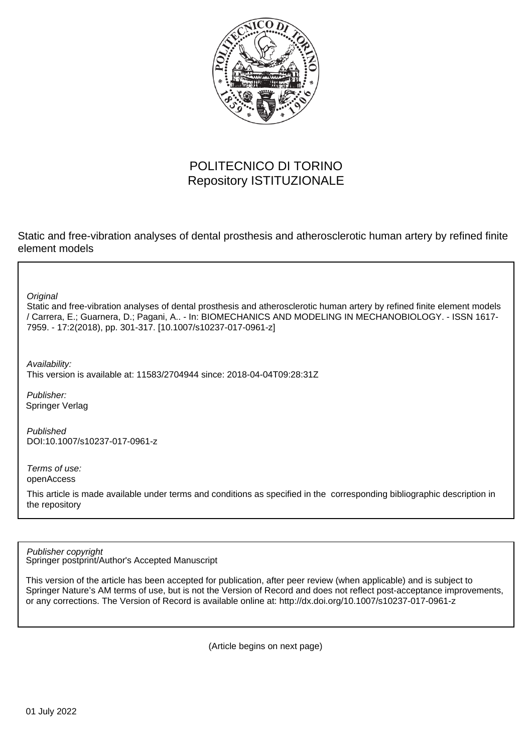POLITECNICO DI TORINO
Repository ISTITUZIONALE

Static and free-vibration analyses of dental prosthesis and atherosclerotic human artery by refined finite element models

*Original*
Static and free-vibration analyses of dental prosthesis and atherosclerotic human artery by refined finite element models / Carrera, E.; Guarnera, D.; Pagani, A.. - In: BIOMECHANICS AND MODELING IN MECHANOBIOLOGY. - ISSN 1617-7959. - 17:2(2018), pp. 301-317. [10.1007/s10237-017-0961-z]

*Availability:*
This version is available at: 11583/2704944 since: 2018-04-04T09:28:31Z

*Publisher:*
Springer Verlag

*Published*
DOI:10.1007/s10237-017-0961-z

*Terms of use:*
openAccess

This article is made available under terms and conditions as specified in the corresponding bibliographic description in the repository

*Publisher copyright*
Springer postprint/Author's Accepted Manuscript

This version of the article has been accepted for publication, after peer review (when applicable) and is subject to Springer Nature's AM terms of use, but is not the Version of Record and does not reflect post-acceptance improvements, or any corrections. The Version of Record is available online at: http://dx.doi.org/10.1007/s10237-017-0961-z

(Article begins on next page)

01 July 2022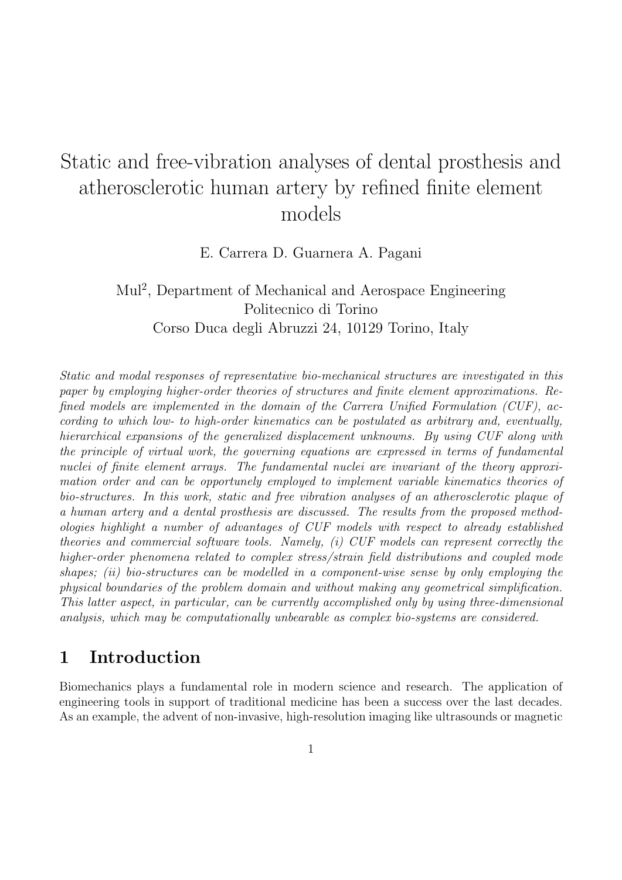# Static and free-vibration analyses of dental prosthesis and atherosclerotic human artery by refined finite element models

E. Carrera D. Guarnera A. Pagani

Mul[2], Department of Mechanical and Aerospace Engineering
Politecnico di Torino
Corso Duca degli Abruzzi 24, 10129 Torino, Italy

*Static and modal responses of representative bio-mechanical structures are investigated in this paper by employing higher-order theories of structures and finite element approximations. Refined models are implemented in the domain of the Carrera Unified Formulation (CUF), according to which low- to high-order kinematics can be postulated as arbitrary and, eventually, hierarchical expansions of the generalized displacement unknowns. By using CUF along with the principle of virtual work, the governing equations are expressed in terms of fundamental nuclei of finite element arrays. The fundamental nuclei are invariant of the theory approximation order and can be opportunely employed to implement variable kinematics theories of bio-structures. In this work, static and free vibration analyses of an atherosclerotic plaque of a human artery and a dental prosthesis are discussed. The results from the proposed methodologies highlight a number of advantages of CUF models with respect to already established theories and commercial software tools. Namely, (i) CUF models can represent correctly the higher-order phenomena related to complex stress/strain field distributions and coupled mode shapes; (ii) bio-structures can be modelled in a component-wise sense by only employing the physical boundaries of the problem domain and without making any geometrical simplification. This latter aspect, in particular, can be currently accomplished only by using three-dimensional analysis, which may be computationally unbearable as complex bio-systems are considered.*

## 1 Introduction

Biomechanics plays a fundamental role in modern science and research. The application of engineering tools in support of traditional medicine has been a success over the last decades. As an example, the advent of non-invasive, high-resolution imaging like ultrasounds or magnetic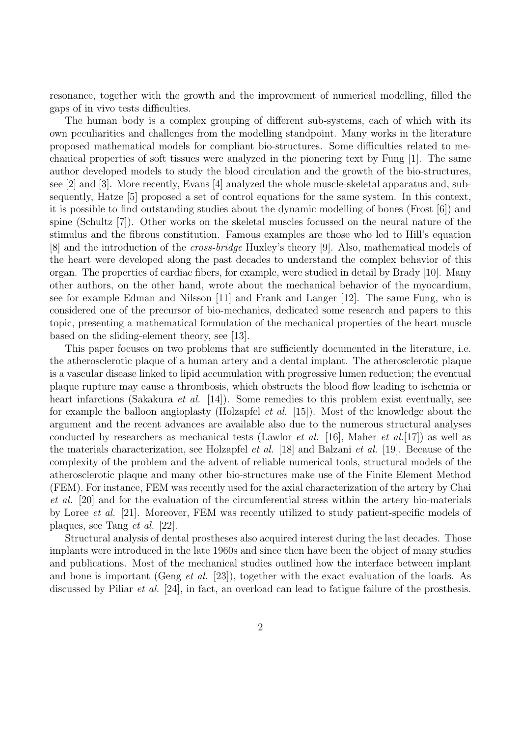resonance, together with the growth and the improvement of numerical modelling, filled the gaps of in vivo tests difficulties.

The human body is a complex grouping of different sub-systems, each of which with its own peculiarities and challenges from the modelling standpoint. Many works in the literature proposed mathematical models for compliant bio-structures. Some difficulties related to mechanical properties of soft tissues were analyzed in the pionering text by Fung [1]. The same author developed models to study the blood circulation and the growth of the bio-structures, see [2] and [3]. More recently, Evans [4] analyzed the whole muscle-skeletal apparatus and, subsequently, Hatze [5] proposed a set of control equations for the same system. In this context, it is possible to find outstanding studies about the dynamic modelling of bones (Frost [6]) and spine (Schultz [7]). Other works on the skeletal muscles focussed on the neural nature of the stimulus and the fibrous constitution. Famous examples are those who led to Hill's equation [8] and the introduction of the *cross-bridge* Huxley's theory [9]. Also, mathematical models of the heart were developed along the past decades to understand the complex behavior of this organ. The properties of cardiac fibers, for example, were studied in detail by Brady [10]. Many other authors, on the other hand, wrote about the mechanical behavior of the myocardium, see for example Edman and Nilsson [11] and Frank and Langer [12]. The same Fung, who is considered one of the precursor of bio-mechanics, dedicated some research and papers to this topic, presenting a mathematical formulation of the mechanical properties of the heart muscle based on the sliding-element theory, see [13].

This paper focuses on two problems that are sufficiently documented in the literature, i.e. the atherosclerotic plaque of a human artery and a dental implant. The atherosclerotic plaque is a vascular disease linked to lipid accumulation with progressive lumen reduction; the eventual plaque rupture may cause a thrombosis, which obstructs the blood flow leading to ischemia or heart infarctions (Sakakura *et al.* [14]). Some remedies to this problem exist eventually, see for example the balloon angioplasty (Holzapfel *et al.* [15]). Most of the knowledge about the argument and the recent advances are available also due to the numerous structural analyses conducted by researchers as mechanical tests (Lawlor *et al.* [16], Maher *et al.*[17]) as well as the materials characterization, see Holzapfel *et al.* [18] and Balzani *et al.* [19]. Because of the complexity of the problem and the advent of reliable numerical tools, structural models of the atherosclerotic plaque and many other bio-structures make use of the Finite Element Method (FEM). For instance, FEM was recently used for the axial characterization of the artery by Chai *et al.* [20] and for the evaluation of the circumferential stress within the artery bio-materials by Loree *et al.* [21]. Moreover, FEM was recently utilized to study patient-specific models of plaques, see Tang *et al.* [22].

Structural analysis of dental prostheses also acquired interest during the last decades. Those implants were introduced in the late 1960s and since then have been the object of many studies and publications. Most of the mechanical studies outlined how the interface between implant and bone is important (Geng *et al.* [23]), together with the exact evaluation of the loads. As discussed by Piliar *et al.* [24], in fact, an overload can lead to fatigue failure of the prosthesis.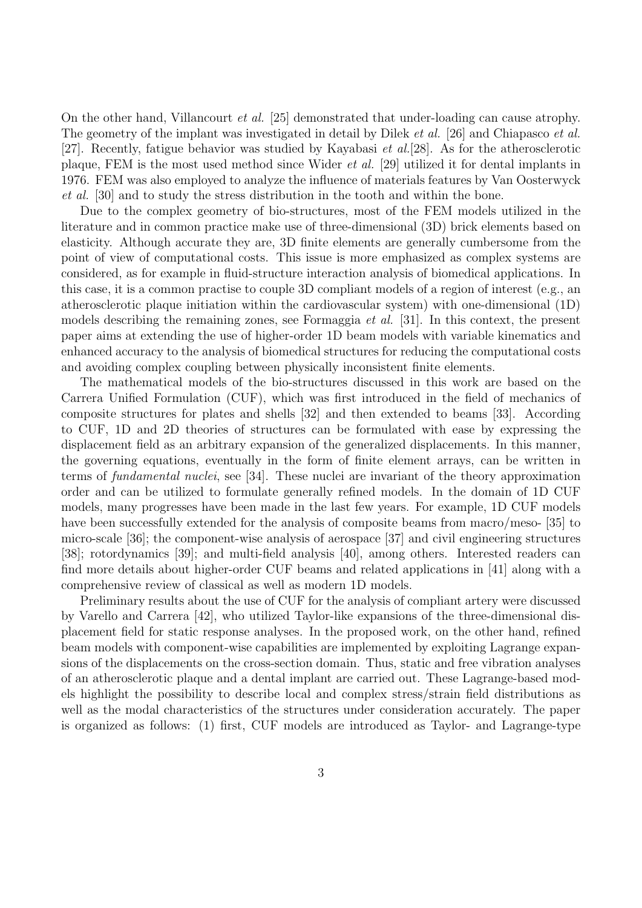On the other hand, Villancourt *et al.* [25] demonstrated that under-loading can cause atrophy. The geometry of the implant was investigated in detail by Dilek *et al.* [26] and Chiapasco *et al.* [27]. Recently, fatigue behavior was studied by Kayabasi *et al.*[28]. As for the atherosclerotic plaque, FEM is the most used method since Wider *et al.* [29] utilized it for dental implants in 1976. FEM was also employed to analyze the influence of materials features by Van Oosterwyck *et al.* [30] and to study the stress distribution in the tooth and within the bone.

Due to the complex geometry of bio-structures, most of the FEM models utilized in the literature and in common practice make use of three-dimensional (3D) brick elements based on elasticity. Although accurate they are, 3D finite elements are generally cumbersome from the point of view of computational costs. This issue is more emphasized as complex systems are considered, as for example in fluid-structure interaction analysis of biomedical applications. In this case, it is a common practise to couple 3D compliant models of a region of interest (e.g., an atherosclerotic plaque initiation within the cardiovascular system) with one-dimensional (1D) models describing the remaining zones, see Formaggia *et al.* [31]. In this context, the present paper aims at extending the use of higher-order 1D beam models with variable kinematics and enhanced accuracy to the analysis of biomedical structures for reducing the computational costs and avoiding complex coupling between physically inconsistent finite elements.

The mathematical models of the bio-structures discussed in this work are based on the Carrera Unified Formulation (CUF), which was first introduced in the field of mechanics of composite structures for plates and shells [32] and then extended to beams [33]. According to CUF, 1D and 2D theories of structures can be formulated with ease by expressing the displacement field as an arbitrary expansion of the generalized displacements. In this manner, the governing equations, eventually in the form of finite element arrays, can be written in terms of *fundamental nuclei*, see [34]. These nuclei are invariant of the theory approximation order and can be utilized to formulate generally refined models. In the domain of 1D CUF models, many progresses have been made in the last few years. For example, 1D CUF models have been successfully extended for the analysis of composite beams from macro/meso- [35] to micro-scale [36]; the component-wise analysis of aerospace [37] and civil engineering structures [38]; rotordynamics [39]; and multi-field analysis [40], among others. Interested readers can find more details about higher-order CUF beams and related applications in [41] along with a comprehensive review of classical as well as modern 1D models.

Preliminary results about the use of CUF for the analysis of compliant artery were discussed by Varello and Carrera [42], who utilized Taylor-like expansions of the three-dimensional displacement field for static response analyses. In the proposed work, on the other hand, refined beam models with component-wise capabilities are implemented by exploiting Lagrange expansions of the displacements on the cross-section domain. Thus, static and free vibration analyses of an atherosclerotic plaque and a dental implant are carried out. These Lagrange-based models highlight the possibility to describe local and complex stress/strain field distributions as well as the modal characteristics of the structures under consideration accurately. The paper is organized as follows: (1) first, CUF models are introduced as Taylor- and Lagrange-type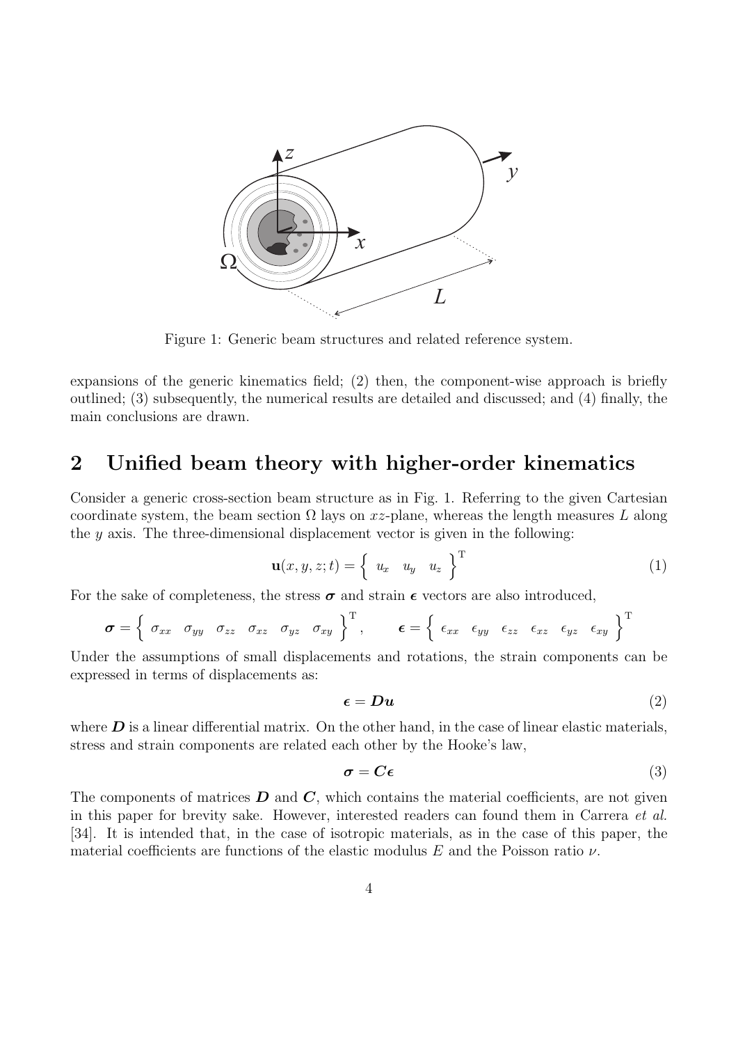Figure 1: Generic beam structures and related reference system.

expansions of the generic kinematics field; (2) then, the component-wise approach is briefly outlined; (3) subsequently, the numerical results are detailed and discussed; and (4) finally, the main conclusions are drawn.

## 2 Unified beam theory with higher-order kinematics

Consider a generic cross-section beam structure as in Fig. 1. Referring to the given Cartesian coordinate system, the beam section $\Omega$ lays on $xz$-plane, whereas the length measures $L$ along the $y$ axis. The three-dimensional displacement vector is given in the following:

$$\mathbf{u}(x, y, z; t) = \left\{ \begin{array}{ccc} u_x & u_y & u_z \end{array} \right\}^{\mathrm{T}} \tag{1}$$

For the sake of completeness, the stress $\boldsymbol{\sigma}$ and strain $\boldsymbol{\epsilon}$ vectors are also introduced,

$$\boldsymbol{\sigma} = \left\{ \begin{array}{cccccc} \sigma_{xx} & \sigma_{yy} & \sigma_{zz} & \sigma_{xz} & \sigma_{yz} & \sigma_{xy} \end{array} \right\}^{\mathrm{T}}, \qquad \boldsymbol{\epsilon} = \left\{ \begin{array}{cccccc} \epsilon_{xx} & \epsilon_{yy} & \epsilon_{zz} & \epsilon_{xz} & \epsilon_{yz} & \epsilon_{xy} \end{array} \right\}^{\mathrm{T}}$$

Under the assumptions of small displacements and rotations, the strain components can be expressed in terms of displacements as:

$$\boldsymbol{\epsilon} = \boldsymbol{D}\boldsymbol{u} \tag{2}$$

where $\boldsymbol{D}$ is a linear differential matrix. On the other hand, in the case of linear elastic materials, stress and strain components are related each other by the Hooke's law,

$$\boldsymbol{\sigma} = \boldsymbol{C}\boldsymbol{\epsilon} \tag{3}$$

The components of matrices $\boldsymbol{D}$ and $\boldsymbol{C}$, which contains the material coefficients, are not given in this paper for brevity sake. However, interested readers can found them in Carrera *et al.* [34]. It is intended that, in the case of isotropic materials, as in the case of this paper, the material coefficients are functions of the elastic modulus $E$ and the Poisson ratio $\nu$.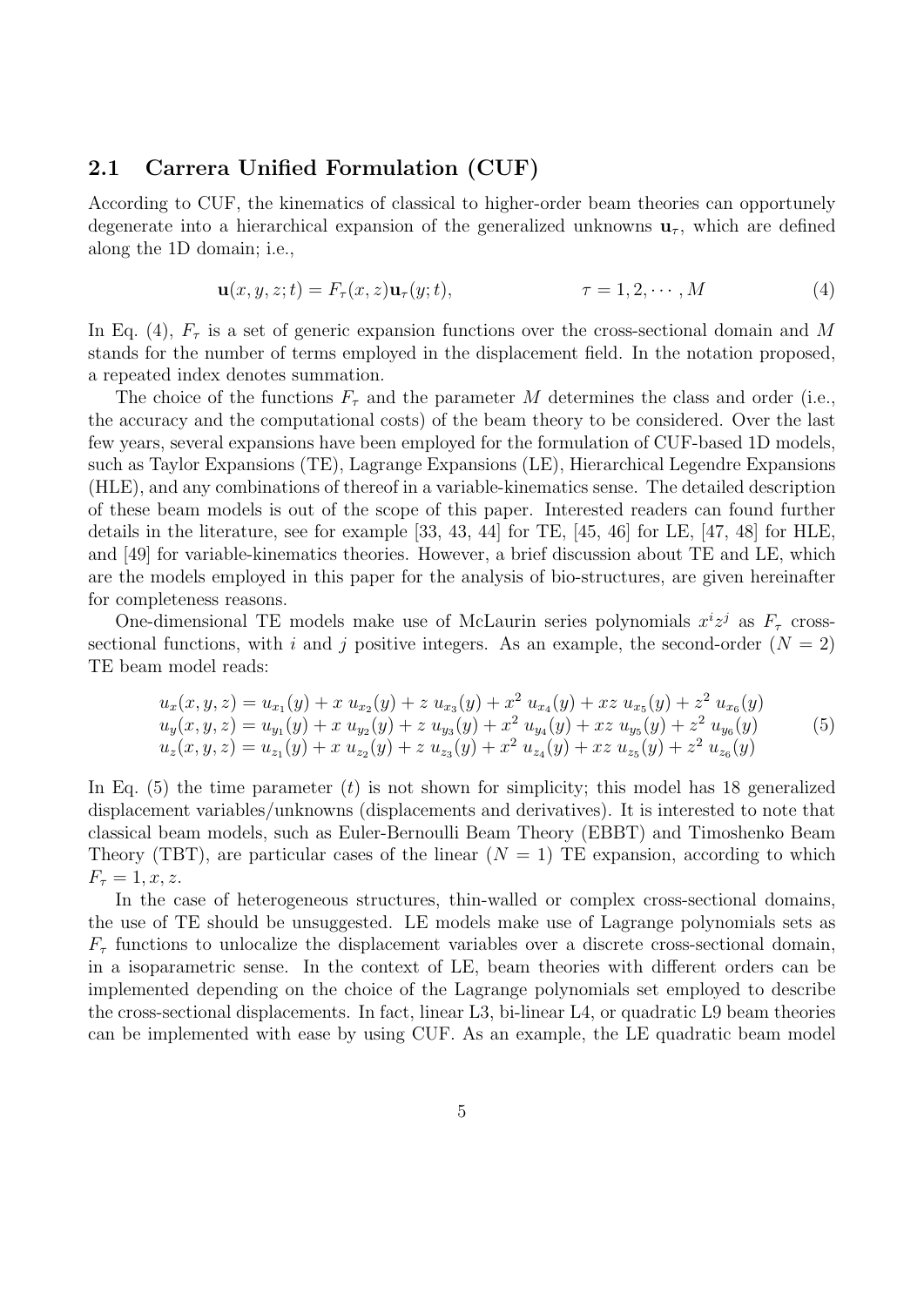## 2.1 Carrera Unified Formulation (CUF)

According to CUF, the kinematics of classical to higher-order beam theories can opportunely degenerate into a hierarchical expansion of the generalized unknowns $\mathbf{u}_\tau$, which are defined along the 1D domain; i.e.,

$$\mathbf{u}(x, y, z; t) = F_\tau(x, z)\mathbf{u}_\tau(y; t), \qquad\qquad \tau = 1, 2, \cdots, M \tag{4}$$

In Eq. (4), $F_\tau$ is a set of generic expansion functions over the cross-sectional domain and $M$ stands for the number of terms employed in the displacement field. In the notation proposed, a repeated index denotes summation.

The choice of the functions $F_\tau$ and the parameter $M$ determines the class and order (i.e., the accuracy and the computational costs) of the beam theory to be considered. Over the last few years, several expansions have been employed for the formulation of CUF-based 1D models, such as Taylor Expansions (TE), Lagrange Expansions (LE), Hierarchical Legendre Expansions (HLE), and any combinations of thereof in a variable-kinematics sense. The detailed description of these beam models is out of the scope of this paper. Interested readers can found further details in the literature, see for example [33, 43, 44] for TE, [45, 46] for LE, [47, 48] for HLE, and [49] for variable-kinematics theories. However, a brief discussion about TE and LE, which are the models employed in this paper for the analysis of bio-structures, are given hereinafter for completeness reasons.

One-dimensional TE models make use of McLaurin series polynomials $x^i z^j$ as $F_\tau$ cross-sectional functions, with $i$ and $j$ positive integers. As an example, the second-order ($N = 2$) TE beam model reads:

$$\begin{aligned}
u_x(x, y, z) &= u_{x_1}(y) + x\ u_{x_2}(y) + z\ u_{x_3}(y) + x^2\ u_{x_4}(y) + xz\ u_{x_5}(y) + z^2\ u_{x_6}(y) \\
u_y(x, y, z) &= u_{y_1}(y) + x\ u_{y_2}(y) + z\ u_{y_3}(y) + x^2\ u_{y_4}(y) + xz\ u_{y_5}(y) + z^2\ u_{y_6}(y) \\
u_z(x, y, z) &= u_{z_1}(y) + x\ u_{z_2}(y) + z\ u_{z_3}(y) + x^2\ u_{z_4}(y) + xz\ u_{z_5}(y) + z^2\ u_{z_6}(y)
\end{aligned} \tag{5}$$

In Eq. (5) the time parameter ($t$) is not shown for simplicity; this model has 18 generalized displacement variables/unknowns (displacements and derivatives). It is interested to note that classical beam models, such as Euler-Bernoulli Beam Theory (EBBT) and Timoshenko Beam Theory (TBT), are particular cases of the linear ($N = 1$) TE expansion, according to which $F_\tau = 1, x, z$.

In the case of heterogeneous structures, thin-walled or complex cross-sectional domains, the use of TE should be unsuggested. LE models make use of Lagrange polynomials sets as $F_\tau$ functions to unlocalize the displacement variables over a discrete cross-sectional domain, in a isoparametric sense. In the context of LE, beam theories with different orders can be implemented depending on the choice of the Lagrange polynomials set employed to describe the cross-sectional displacements. In fact, linear L3, bi-linear L4, or quadratic L9 beam theories can be implemented with ease by using CUF. As an example, the LE quadratic beam model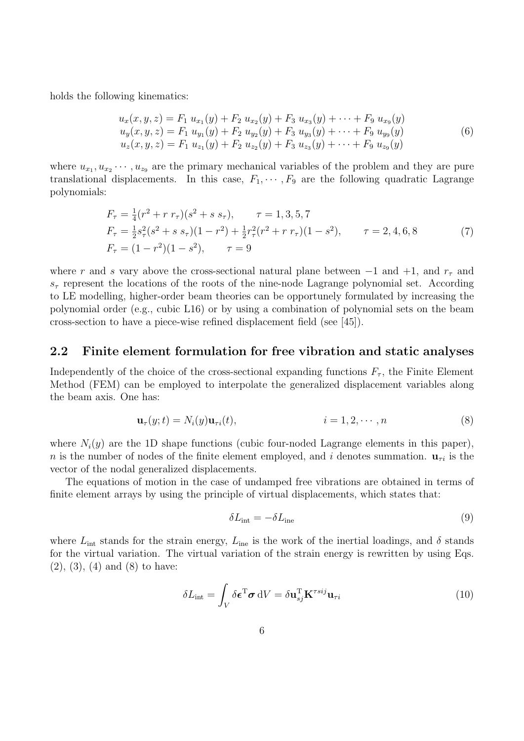holds the following kinematics:

$$
\begin{aligned}
u_x(x, y, z) &= F_1 \; u_{x_1}(y) + F_2 \; u_{x_2}(y) + F_3 \; u_{x_3}(y) + \cdots + F_9 \; u_{x_9}(y) \\
u_y(x, y, z) &= F_1 \; u_{y_1}(y) + F_2 \; u_{y_2}(y) + F_3 \; u_{y_3}(y) + \cdots + F_9 \; u_{y_9}(y) \\
u_z(x, y, z) &= F_1 \; u_{z_1}(y) + F_2 \; u_{z_2}(y) + F_3 \; u_{z_3}(y) + \cdots + F_9 \; u_{z_9}(y)
\end{aligned}
\tag{6}
$$

where $u_{x_1}, u_{x_2} \cdots, u_{z_9}$ are the primary mechanical variables of the problem and they are pure translational displacements. In this case, $F_1, \cdots, F_9$ are the following quadratic Lagrange polynomials:

$$
\begin{aligned}
F_\tau &= \tfrac{1}{4}(r^2 + r\, r_\tau)(s^2 + s\, s_\tau), \qquad \tau = 1, 3, 5, 7 \\
F_\tau &= \tfrac{1}{2}s_\tau^2(s^2 + s\, s_\tau)(1 - r^2) + \tfrac{1}{2}r_\tau^2(r^2 + r\, r_\tau)(1 - s^2), \qquad \tau = 2, 4, 6, 8 \\
F_\tau &= (1 - r^2)(1 - s^2), \qquad \tau = 9
\end{aligned}
\tag{7}
$$

where $r$ and $s$ vary above the cross-sectional natural plane between $-1$ and $+1$, and $r_\tau$ and $s_\tau$ represent the locations of the roots of the nine-node Lagrange polynomial set. According to LE modelling, higher-order beam theories can be opportunely formulated by increasing the polynomial order (e.g., cubic L16) or by using a combination of polynomial sets on the beam cross-section to have a piece-wise refined displacement field (see [45]).

## 2.2 Finite element formulation for free vibration and static analyses

Independently of the choice of the cross-sectional expanding functions $F_\tau$, the Finite Element Method (FEM) can be employed to interpolate the generalized displacement variables along the beam axis. One has:

$$
\mathbf{u}_\tau(y; t) = N_i(y)\mathbf{u}_{\tau i}(t), \qquad\qquad i = 1, 2, \cdots, n \tag{8}
$$

where $N_i(y)$ are the 1D shape functions (cubic four-noded Lagrange elements in this paper), $n$ is the number of nodes of the finite element employed, and $i$ denotes summation. $\mathbf{u}_{\tau i}$ is the vector of the nodal generalized displacements.

The equations of motion in the case of undamped free vibrations are obtained in terms of finite element arrays by using the principle of virtual displacements, which states that:

$$
\delta L_{\text{int}} = -\delta L_{\text{ine}} \tag{9}
$$

where $L_{\text{int}}$ stands for the strain energy, $L_{\text{ine}}$ is the work of the inertial loadings, and $\delta$ stands for the virtual variation. The virtual variation of the strain energy is rewritten by using Eqs. (2), (3), (4) and (8) to have:

$$
\delta L_{\text{int}} = \int_V \delta \boldsymbol{\epsilon}^{\text{T}} \boldsymbol{\sigma} \, \text{d}V = \delta \mathbf{u}_{sj}^{\text{T}} \mathbf{K}^{\tau s i j} \mathbf{u}_{\tau i} \tag{10}
$$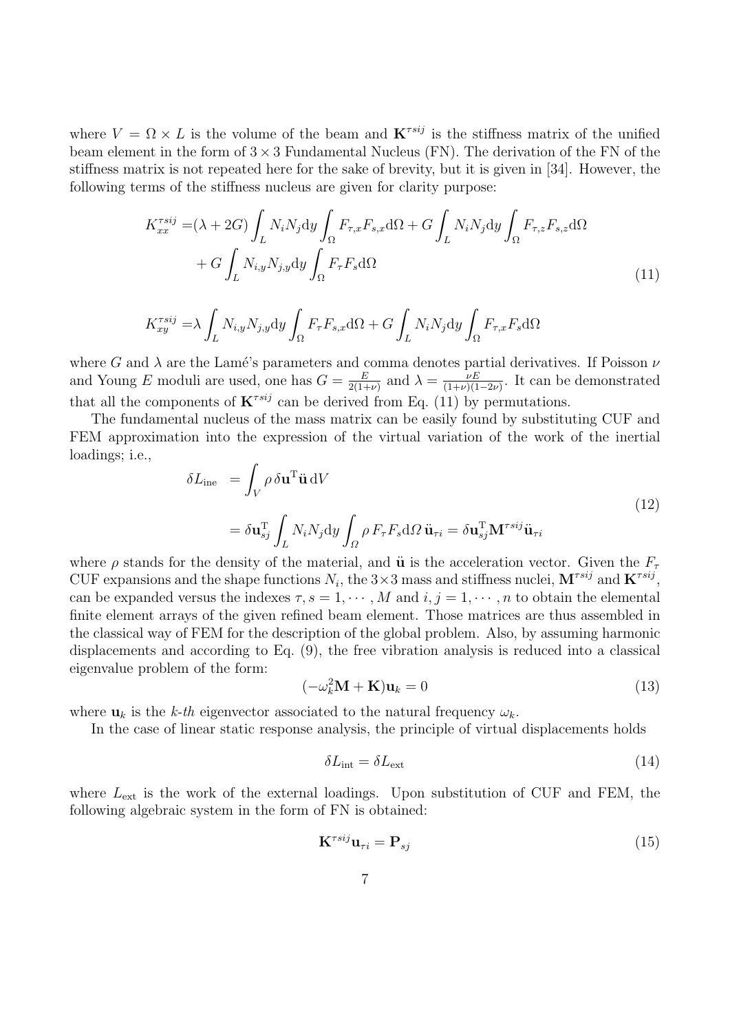where $V = \Omega \times L$ is the volume of the beam and $\mathbf{K}^{\tau sij}$ is the stiffness matrix of the unified beam element in the form of $3 \times 3$ Fundamental Nucleus (FN). The derivation of the FN of the stiffness matrix is not repeated here for the sake of brevity, but it is given in [34]. However, the following terms of the stiffness nucleus are given for clarity purpose:

$$
\begin{aligned}
K_{xx}^{\tau sij} =& (\lambda + 2G) \int_L N_i N_j \mathrm{d}y \int_\Omega F_{\tau,x} F_{s,x} \mathrm{d}\Omega + G \int_L N_i N_j \mathrm{d}y \int_\Omega F_{\tau,z} F_{s,z} \mathrm{d}\Omega \\
&+ G \int_L N_{i,y} N_{j,y} \mathrm{d}y \int_\Omega F_\tau F_s \mathrm{d}\Omega \\
K_{xy}^{\tau sij} =& \lambda \int_L N_{i,y} N_{j,y} \mathrm{d}y \int_\Omega F_\tau F_{s,x} \mathrm{d}\Omega + G \int_L N_i N_j \mathrm{d}y \int_\Omega F_{\tau,x} F_s \mathrm{d}\Omega
\end{aligned}
\tag{11}
$$

where $G$ and $\lambda$ are the Lamé's parameters and comma denotes partial derivatives. If Poisson $\nu$ and Young $E$ moduli are used, one has $G = \frac{E}{2(1+\nu)}$ and $\lambda = \frac{\nu E}{(1+\nu)(1-2\nu)}$. It can be demonstrated that all the components of $\mathbf{K}^{\tau sij}$ can be derived from Eq. (11) by permutations.

The fundamental nucleus of the mass matrix can be easily found by substituting CUF and FEM approximation into the expression of the virtual variation of the work of the inertial loadings; i.e.,

$$
\begin{aligned}
\delta L_{\text{ine}} &= \int_V \rho \, \delta \mathbf{u}^{\mathrm{T}} \ddot{\mathbf{u}} \, \mathrm{d}V \\
&= \delta \mathbf{u}_{sj}^{\mathrm{T}} \int_L N_i N_j \mathrm{d}y \int_\Omega \rho \, F_\tau F_s \mathrm{d}\Omega \, \ddot{\mathbf{u}}_{\tau i} = \delta \mathbf{u}_{sj}^{\mathrm{T}} \mathbf{M}^{\tau sij} \ddot{\mathbf{u}}_{\tau i}
\end{aligned}
\tag{12}
$$

where $\rho$ stands for the density of the material, and $\ddot{\mathbf{u}}$ is the acceleration vector. Given the $F_\tau$ CUF expansions and the shape functions $N_i$, the $3 \times 3$ mass and stiffness nuclei, $\mathbf{M}^{\tau sij}$ and $\mathbf{K}^{\tau sij}$, can be expanded versus the indexes $\tau, s = 1, \cdots, M$ and $i, j = 1, \cdots, n$ to obtain the elemental finite element arrays of the given refined beam element. Those matrices are thus assembled in the classical way of FEM for the description of the global problem. Also, by assuming harmonic displacements and according to Eq. (9), the free vibration analysis is reduced into a classical eigenvalue problem of the form:

$$
(-\omega_k^2 \mathbf{M} + \mathbf{K}) \mathbf{u}_k = 0 \tag{13}
$$

where $\mathbf{u}_k$ is the *k-th* eigenvector associated to the natural frequency $\omega_k$.

In the case of linear static response analysis, the principle of virtual displacements holds

$$
\delta L_{\text{int}} = \delta L_{\text{ext}} \tag{14}
$$

where $L_{\text{ext}}$ is the work of the external loadings. Upon substitution of CUF and FEM, the following algebraic system in the form of FN is obtained:

$$
\mathbf{K}^{\tau sij} \mathbf{u}_{\tau i} = \mathbf{P}_{sj} \tag{15}
$$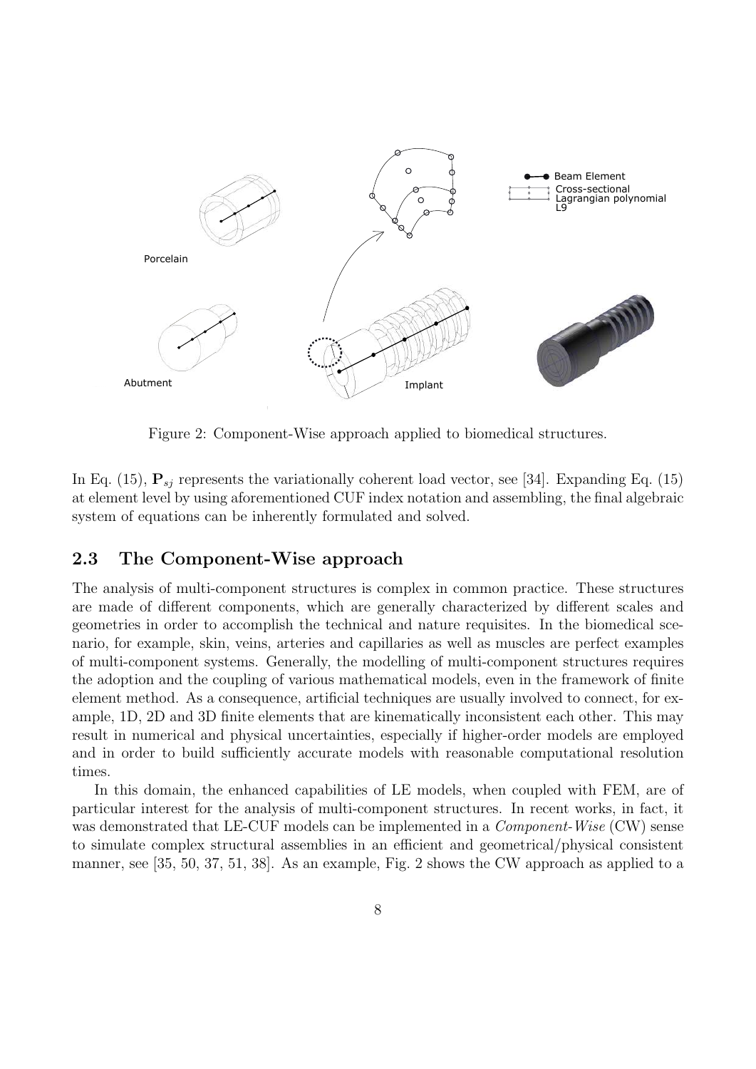Figure 2: Component-Wise approach applied to biomedical structures.

In Eq. (15), $\mathbf{P}_{sj}$ represents the variationally coherent load vector, see [34]. Expanding Eq. (15) at element level by using aforementioned CUF index notation and assembling, the final algebraic system of equations can be inherently formulated and solved.

## 2.3 The Component-Wise approach

The analysis of multi-component structures is complex in common practice. These structures are made of different components, which are generally characterized by different scales and geometries in order to accomplish the technical and nature requisites. In the biomedical scenario, for example, skin, veins, arteries and capillaries as well as muscles are perfect examples of multi-component systems. Generally, the modelling of multi-component structures requires the adoption and the coupling of various mathematical models, even in the framework of finite element method. As a consequence, artificial techniques are usually involved to connect, for example, 1D, 2D and 3D finite elements that are kinematically inconsistent each other. This may result in numerical and physical uncertainties, especially if higher-order models are employed and in order to build sufficiently accurate models with reasonable computational resolution times.

In this domain, the enhanced capabilities of LE models, when coupled with FEM, are of particular interest for the analysis of multi-component structures. In recent works, in fact, it was demonstrated that LE-CUF models can be implemented in a *Component-Wise* (CW) sense to simulate complex structural assemblies in an efficient and geometrical/physical consistent manner, see [35, 50, 37, 51, 38]. As an example, Fig. 2 shows the CW approach as applied to a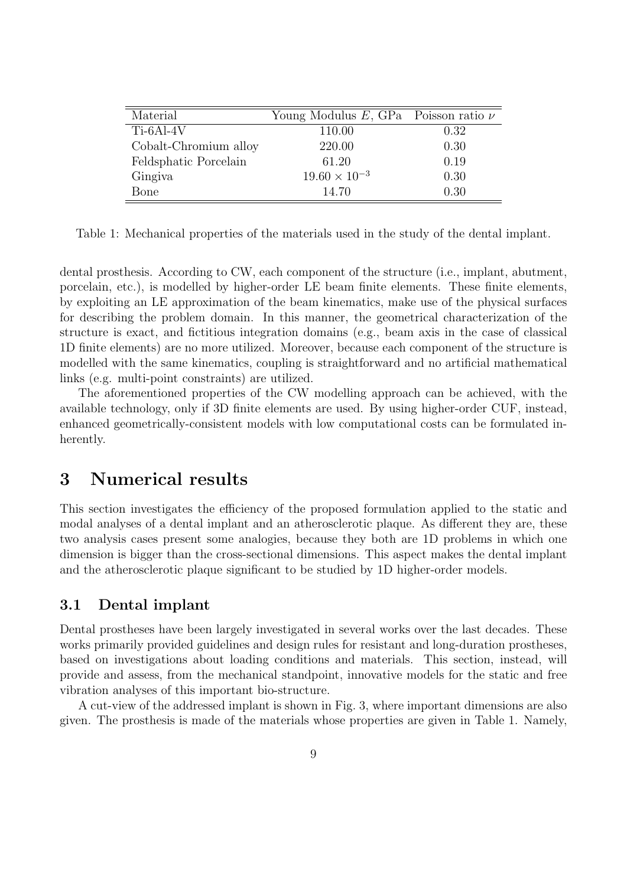| Material | Young Modulus $E$, GPa | Poisson ratio $\nu$ |
|---|---|---|
| Ti-6Al-4V | 110.00 | 0.32 |
| Cobalt-Chromium alloy | 220.00 | 0.30 |
| Feldsphatic Porcelain | 61.20 | 0.19 |
| Gingiva | $19.60 \times 10^{-3}$ | 0.30 |
| Bone | 14.70 | 0.30 |

Table 1: Mechanical properties of the materials used in the study of the dental implant.

dental prosthesis. According to CW, each component of the structure (i.e., implant, abutment, porcelain, etc.), is modelled by higher-order LE beam finite elements. These finite elements, by exploiting an LE approximation of the beam kinematics, make use of the physical surfaces for describing the problem domain. In this manner, the geometrical characterization of the structure is exact, and fictitious integration domains (e.g., beam axis in the case of classical 1D finite elements) are no more utilized. Moreover, because each component of the structure is modelled with the same kinematics, coupling is straightforward and no artificial mathematical links (e.g. multi-point constraints) are utilized.

The aforementioned properties of the CW modelling approach can be achieved, with the available technology, only if 3D finite elements are used. By using higher-order CUF, instead, enhanced geometrically-consistent models with low computational costs can be formulated inherently.

# 3 Numerical results

This section investigates the efficiency of the proposed formulation applied to the static and modal analyses of a dental implant and an atherosclerotic plaque. As different they are, these two analysis cases present some analogies, because they both are 1D problems in which one dimension is bigger than the cross-sectional dimensions. This aspect makes the dental implant and the atherosclerotic plaque significant to be studied by 1D higher-order models.

## 3.1 Dental implant

Dental prostheses have been largely investigated in several works over the last decades. These works primarily provided guidelines and design rules for resistant and long-duration prostheses, based on investigations about loading conditions and materials. This section, instead, will provide and assess, from the mechanical standpoint, innovative models for the static and free vibration analyses of this important bio-structure.

A cut-view of the addressed implant is shown in Fig. 3, where important dimensions are also given. The prosthesis is made of the materials whose properties are given in Table 1. Namely,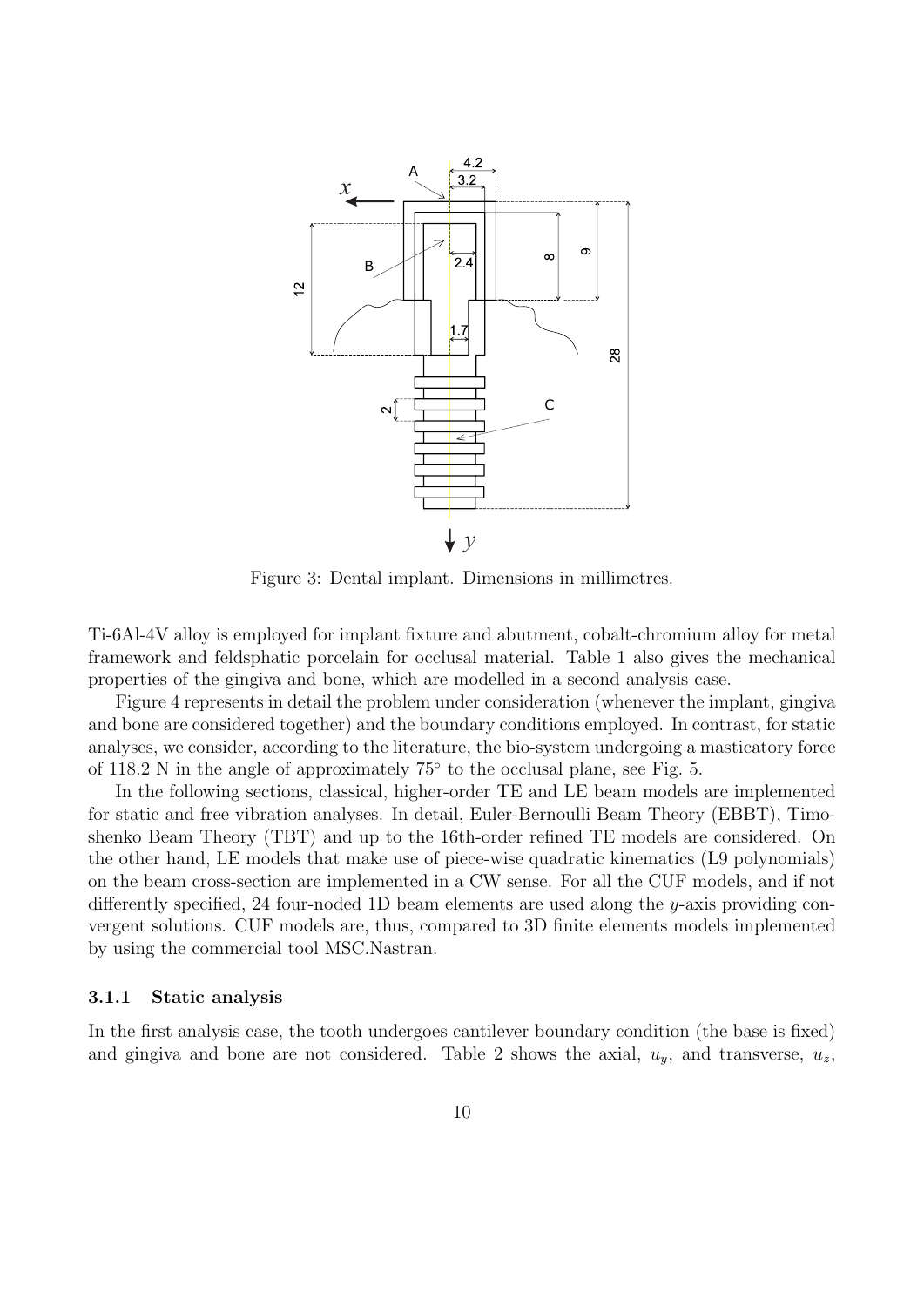Figure 3: Dental implant. Dimensions in millimetres.

Ti-6Al-4V alloy is employed for implant fixture and abutment, cobalt-chromium alloy for metal framework and feldspathic porcelain for occlusal material. Table 1 also gives the mechanical properties of the gingiva and bone, which are modelled in a second analysis case.

Figure 4 represents in detail the problem under consideration (whenever the implant, gingiva and bone are considered together) and the boundary conditions employed. In contrast, for static analyses, we consider, according to the literature, the bio-system undergoing a masticatory force of 118.2 N in the angle of approximately 75° to the occlusal plane, see Fig. 5.

In the following sections, classical, higher-order TE and LE beam models are implemented for static and free vibration analyses. In detail, Euler-Bernoulli Beam Theory (EBBT), Timoshenko Beam Theory (TBT) and up to the 16th-order refined TE models are considered. On the other hand, LE models that make use of piece-wise quadratic kinematics (L9 polynomials) on the beam cross-section are implemented in a CW sense. For all the CUF models, and if not differently specified, 24 four-noded 1D beam elements are used along the $y$-axis providing convergent solutions. CUF models are, thus, compared to 3D finite elements models implemented by using the commercial tool MSC.Nastran.

#### 3.1.1 Static analysis

In the first analysis case, the tooth undergoes cantilever boundary condition (the base is fixed) and gingiva and bone are not considered. Table 2 shows the axial, $u_y$, and transverse, $u_z$,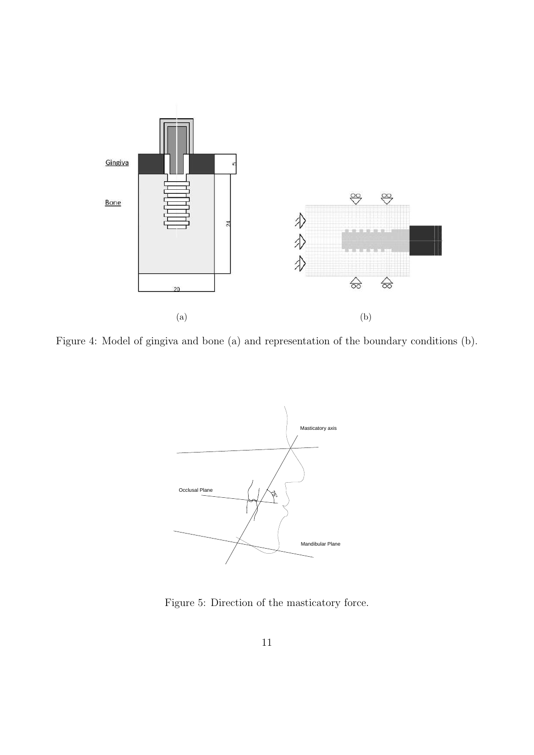Figure 4: Model of gingiva and bone (a) and representation of the boundary conditions (b).

Figure 5: Direction of the masticatory force.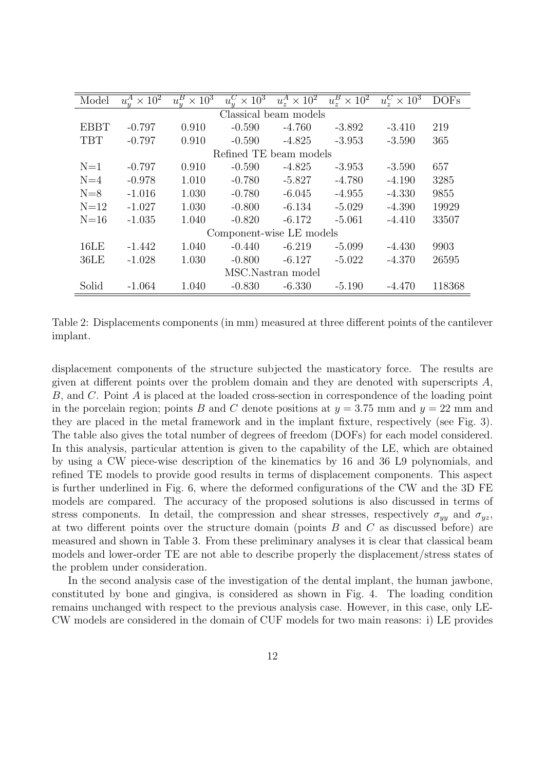| Model | $u_y^A \times 10^2$ | $u_y^B \times 10^3$ | $u_y^C \times 10^3$ | $u_z^A \times 10^2$ | $u_z^B \times 10^2$ | $u_z^C \times 10^3$ | DOFs |
|---|---|---|---|---|---|---|---|
| Classical beam models | | | | | | | |
| EBBT | -0.797 | 0.910 | -0.590 | -4.760 | -3.892 | -3.410 | 219 |
| TBT | -0.797 | 0.910 | -0.590 | -4.825 | -3.953 | -3.590 | 365 |
| Refined TE beam models | | | | | | | |
| N=1 | -0.797 | 0.910 | -0.590 | -4.825 | -3.953 | -3.590 | 657 |
| N=4 | -0.978 | 1.010 | -0.780 | -5.827 | -4.780 | -4.190 | 3285 |
| N=8 | -1.016 | 1.030 | -0.780 | -6.045 | -4.955 | -4.330 | 9855 |
| N=12 | -1.027 | 1.030 | -0.800 | -6.134 | -5.029 | -4.390 | 19929 |
| N=16 | -1.035 | 1.040 | -0.820 | -6.172 | -5.061 | -4.410 | 33507 |
| Component-wise LE models | | | | | | | |
| 16LE | -1.442 | 1.040 | -0.440 | -6.219 | -5.099 | -4.430 | 9903 |
| 36LE | -1.028 | 1.030 | -0.800 | -6.127 | -5.022 | -4.370 | 26595 |
| MSC.Nastran model | | | | | | | |
| Solid | -1.064 | 1.040 | -0.830 | -6.330 | -5.190 | -4.470 | 118368 |

Table 2: Displacements components (in mm) measured at three different points of the cantilever implant.

displacement components of the structure subjected the masticatory force. The results are given at different points over the problem domain and they are denoted with superscripts $A$, $B$, and $C$. Point $A$ is placed at the loaded cross-section in correspondence of the loading point in the porcelain region; points $B$ and $C$ denote positions at $y = 3.75$ mm and $y = 22$ mm and they are placed in the metal framework and in the implant fixture, respectively (see Fig. 3). The table also gives the total number of degrees of freedom (DOFs) for each model considered. In this analysis, particular attention is given to the capability of the LE, which are obtained by using a CW piece-wise description of the kinematics by 16 and 36 L9 polynomials, and refined TE models to provide good results in terms of displacement components. This aspect is further underlined in Fig. 6, where the deformed configurations of the CW and the 3D FE models are compared. The accuracy of the proposed solutions is also discussed in terms of stress components. In detail, the compression and shear stresses, respectively $\sigma_{yy}$ and $\sigma_{yz}$, at two different points over the structure domain (points $B$ and $C$ as discussed before) are measured and shown in Table 3. From these preliminary analyses it is clear that classical beam models and lower-order TE are not able to describe properly the displacement/stress states of the problem under consideration.

In the second analysis case of the investigation of the dental implant, the human jawbone, constituted by bone and gingiva, is considered as shown in Fig. 4. The loading condition remains unchanged with respect to the previous analysis case. However, in this case, only LE-CW models are considered in the domain of CUF models for two main reasons: i) LE provides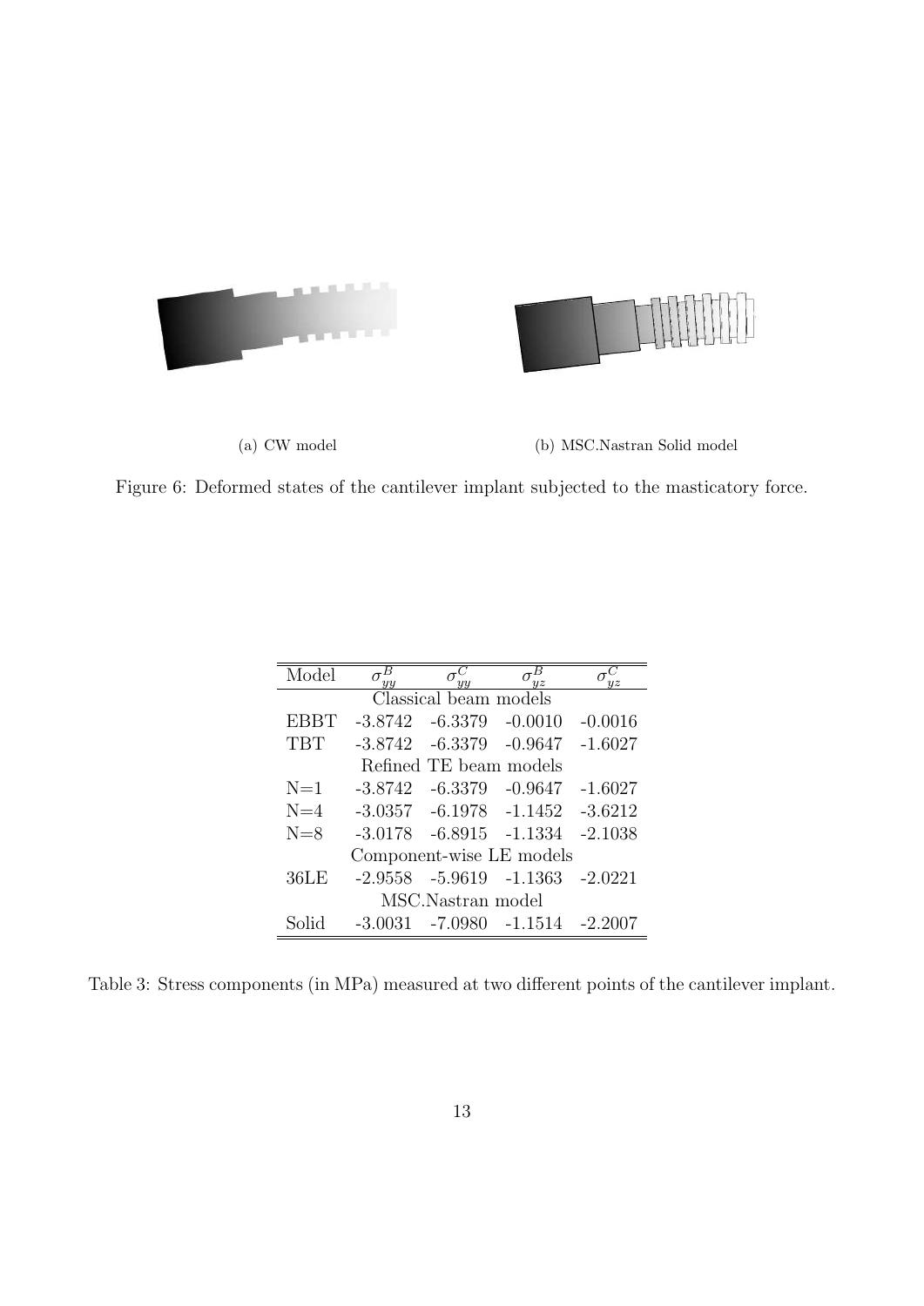(a) CW model

(b) MSC.Nastran Solid model

Figure 6: Deformed states of the cantilever implant subjected to the masticatory force.

| Model | $\sigma_{yy}^B$ | $\sigma_{yy}^C$ | $\sigma_{yz}^B$ | $\sigma_{yz}^C$ |
|---|---|---|---|---|
| Classical beam models | | | | |
| EBBT | -3.8742 | -6.3379 | -0.0010 | -0.0016 |
| TBT | -3.8742 | -6.3379 | -0.9647 | -1.6027 |
| Refined TE beam models | | | | |
| N=1 | -3.8742 | -6.3379 | -0.9647 | -1.6027 |
| N=4 | -3.0357 | -6.1978 | -1.1452 | -3.6212 |
| N=8 | -3.0178 | -6.8915 | -1.1334 | -2.1038 |
| Component-wise LE models | | | | |
| 36LE | -2.9558 | -5.9619 | -1.1363 | -2.0221 |
| MSC.Nastran model | | | | |
| Solid | -3.0031 | -7.0980 | -1.1514 | -2.2007 |

Table 3: Stress components (in MPa) measured at two different points of the cantilever implant.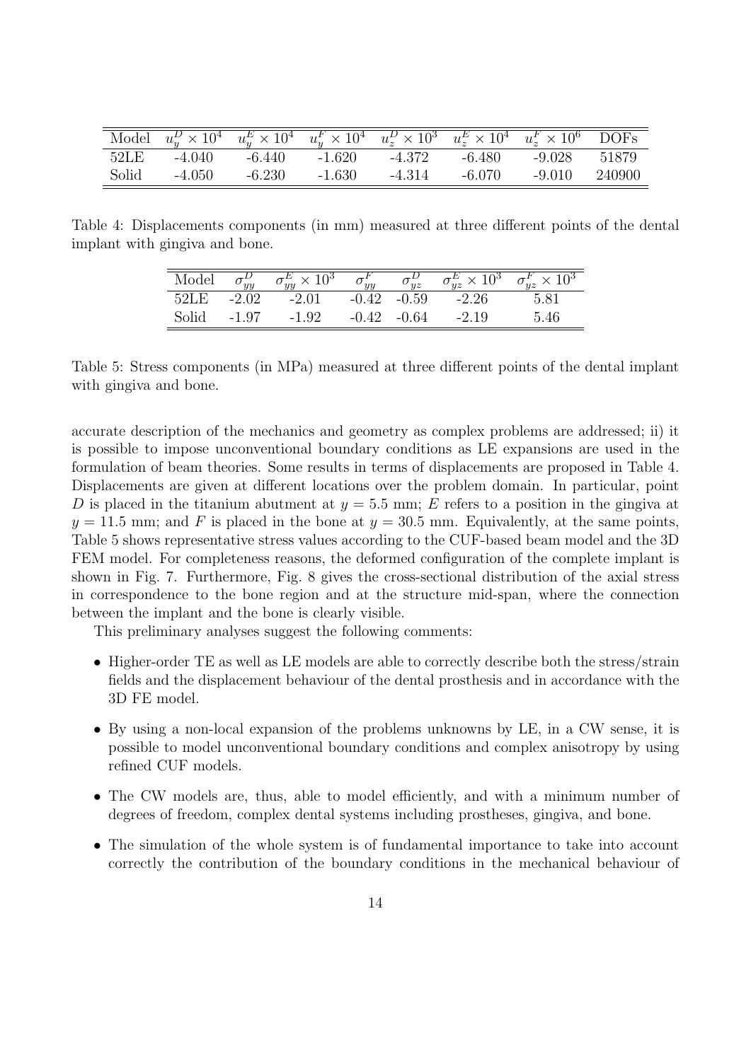| Model | $u_y^D \times 10^4$ | $u_y^E \times 10^4$ | $u_y^F \times 10^4$ | $u_z^D \times 10^3$ | $u_z^E \times 10^4$ | $u_z^F \times 10^6$ | DOFs |
|---|---|---|---|---|---|---|---|
| 52LE | -4.040 | -6.440 | -1.620 | -4.372 | -6.480 | -9.028 | 51879 |
| Solid | -4.050 | -6.230 | -1.630 | -4.314 | -6.070 | -9.010 | 240900 |

Table 4: Displacements components (in mm) measured at three different points of the dental implant with gingiva and bone.

| Model | $\sigma_{yy}^D$ | $\sigma_{yy}^E \times 10^3$ | $\sigma_{yy}^F$ | $\sigma_{yz}^D$ | $\sigma_{yz}^E \times 10^3$ | $\sigma_{yz}^F \times 10^3$ |
|---|---|---|---|---|---|---|
| 52LE | -2.02 | -2.01 | -0.42 | -0.59 | -2.26 | 5.81 |
| Solid | -1.97 | -1.92 | -0.42 | -0.64 | -2.19 | 5.46 |

Table 5: Stress components (in MPa) measured at three different points of the dental implant with gingiva and bone.

accurate description of the mechanics and geometry as complex problems are addressed; ii) it is possible to impose unconventional boundary conditions as LE expansions are used in the formulation of beam theories. Some results in terms of displacements are proposed in Table 4. Displacements are given at different locations over the problem domain. In particular, point $D$ is placed in the titanium abutment at $y = 5.5$ mm; $E$ refers to a position in the gingiva at $y = 11.5$ mm; and $F$ is placed in the bone at $y = 30.5$ mm. Equivalently, at the same points, Table 5 shows representative stress values according to the CUF-based beam model and the 3D FEM model. For completeness reasons, the deformed configuration of the complete implant is shown in Fig. 7. Furthermore, Fig. 8 gives the cross-sectional distribution of the axial stress in correspondence to the bone region and at the structure mid-span, where the connection between the implant and the bone is clearly visible.

This preliminary analyses suggest the following comments:

- Higher-order TE as well as LE models are able to correctly describe both the stress/strain fields and the displacement behaviour of the dental prosthesis and in accordance with the 3D FE model.
- By using a non-local expansion of the problems unknowns by LE, in a CW sense, it is possible to model unconventional boundary conditions and complex anisotropy by using refined CUF models.
- The CW models are, thus, able to model efficiently, and with a minimum number of degrees of freedom, complex dental systems including prostheses, gingiva, and bone.
- The simulation of the whole system is of fundamental importance to take into account correctly the contribution of the boundary conditions in the mechanical behaviour of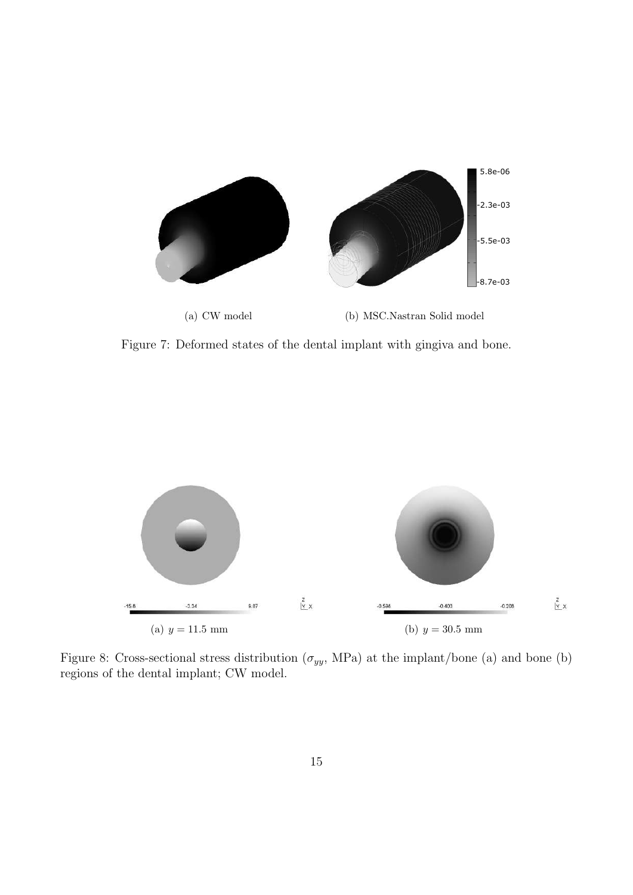(a) CW model

(b) MSC.Nastran Solid model

Figure 7: Deformed states of the dental implant with gingiva and bone.

(a) $y = 11.5$ mm

(b) $y = 30.5$ mm

Figure 8: Cross-sectional stress distribution ($\sigma_{yy}$, MPa) at the implant/bone (a) and bone (b) regions of the dental implant; CW model.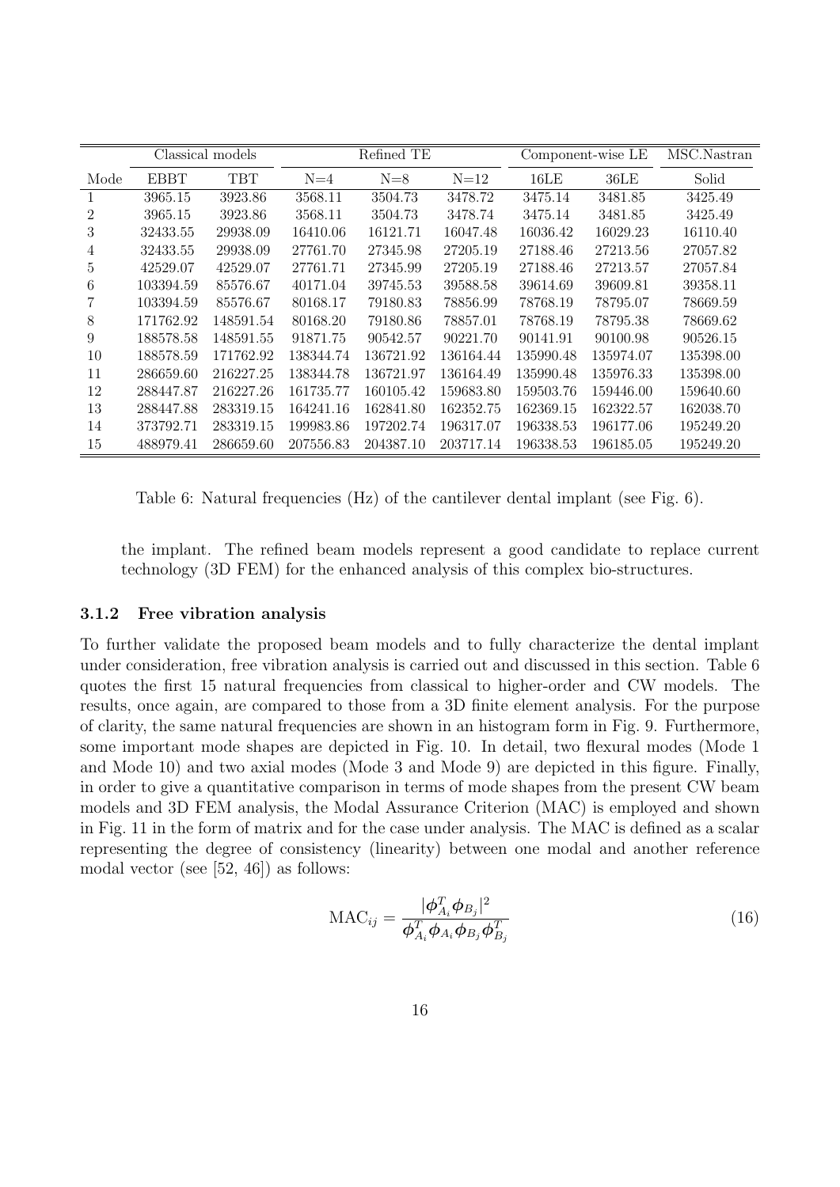| | Classical models | | Refined TE | | | Component-wise LE | | MSC.Nastran |
|---|---|---|---|---|---|---|---|---|
| Mode | EBBT | TBT | N=4 | N=8 | N=12 | 16LE | 36LE | Solid |
| 1 | 3965.15 | 3923.86 | 3568.11 | 3504.73 | 3478.72 | 3475.14 | 3481.85 | 3425.49 |
| 2 | 3965.15 | 3923.86 | 3568.11 | 3504.73 | 3478.74 | 3475.14 | 3481.85 | 3425.49 |
| 3 | 32433.55 | 29938.09 | 16410.06 | 16121.71 | 16047.48 | 16036.42 | 16029.23 | 16110.40 |
| 4 | 32433.55 | 29938.09 | 27761.70 | 27345.98 | 27205.19 | 27188.46 | 27213.56 | 27057.82 |
| 5 | 42529.07 | 42529.07 | 27761.71 | 27345.99 | 27205.19 | 27188.46 | 27213.57 | 27057.84 |
| 6 | 103394.59 | 85576.67 | 40171.04 | 39745.53 | 39588.58 | 39614.69 | 39609.81 | 39358.11 |
| 7 | 103394.59 | 85576.67 | 80168.17 | 79180.83 | 78856.99 | 78768.19 | 78795.07 | 78669.59 |
| 8 | 171762.92 | 148591.54 | 80168.20 | 79180.86 | 78857.01 | 78768.19 | 78795.38 | 78669.62 |
| 9 | 188578.58 | 148591.55 | 91871.75 | 90542.57 | 90221.70 | 90141.91 | 90100.98 | 90526.15 |
| 10 | 188578.59 | 171762.92 | 138344.74 | 136721.92 | 136164.44 | 135990.48 | 135974.07 | 135398.00 |
| 11 | 286659.60 | 216227.25 | 138344.78 | 136721.97 | 136164.49 | 135990.48 | 135976.33 | 135398.00 |
| 12 | 288447.87 | 216227.26 | 161735.77 | 160105.42 | 159683.80 | 159503.76 | 159446.00 | 159640.60 |
| 13 | 288447.88 | 283319.15 | 164241.16 | 162841.80 | 162352.75 | 162369.15 | 162322.57 | 162038.70 |
| 14 | 373792.71 | 283319.15 | 199983.86 | 197202.74 | 196317.07 | 196338.53 | 196177.06 | 195249.20 |
| 15 | 488979.41 | 286659.60 | 207556.83 | 204387.10 | 203717.14 | 196338.53 | 196185.05 | 195249.20 |

Table 6: Natural frequencies (Hz) of the cantilever dental implant (see Fig. 6).

the implant. The refined beam models represent a good candidate to replace current technology (3D FEM) for the enhanced analysis of this complex bio-structures.

### 3.1.2 Free vibration analysis

To further validate the proposed beam models and to fully characterize the dental implant under consideration, free vibration analysis is carried out and discussed in this section. Table 6 quotes the first 15 natural frequencies from classical to higher-order and CW models. The results, once again, are compared to those from a 3D finite element analysis. For the purpose of clarity, the same natural frequencies are shown in an histogram form in Fig. 9. Furthermore, some important mode shapes are depicted in Fig. 10. In detail, two flexural modes (Mode 1 and Mode 10) and two axial modes (Mode 3 and Mode 9) are depicted in this figure. Finally, in order to give a quantitative comparison in terms of mode shapes from the present CW beam models and 3D FEM analysis, the Modal Assurance Criterion (MAC) is employed and shown in Fig. 11 in the form of matrix and for the case under analysis. The MAC is defined as a scalar representing the degree of consistency (linearity) between one modal and another reference modal vector (see [52, 46]) as follows:

$$\mathrm{MAC}_{ij} = \frac{|\boldsymbol{\phi}_{A_i}^T \boldsymbol{\phi}_{B_j}|^2}{\boldsymbol{\phi}_{A_i}^T \boldsymbol{\phi}_{A_i} \boldsymbol{\phi}_{B_j} \boldsymbol{\phi}_{B_j}^T} \tag{16}$$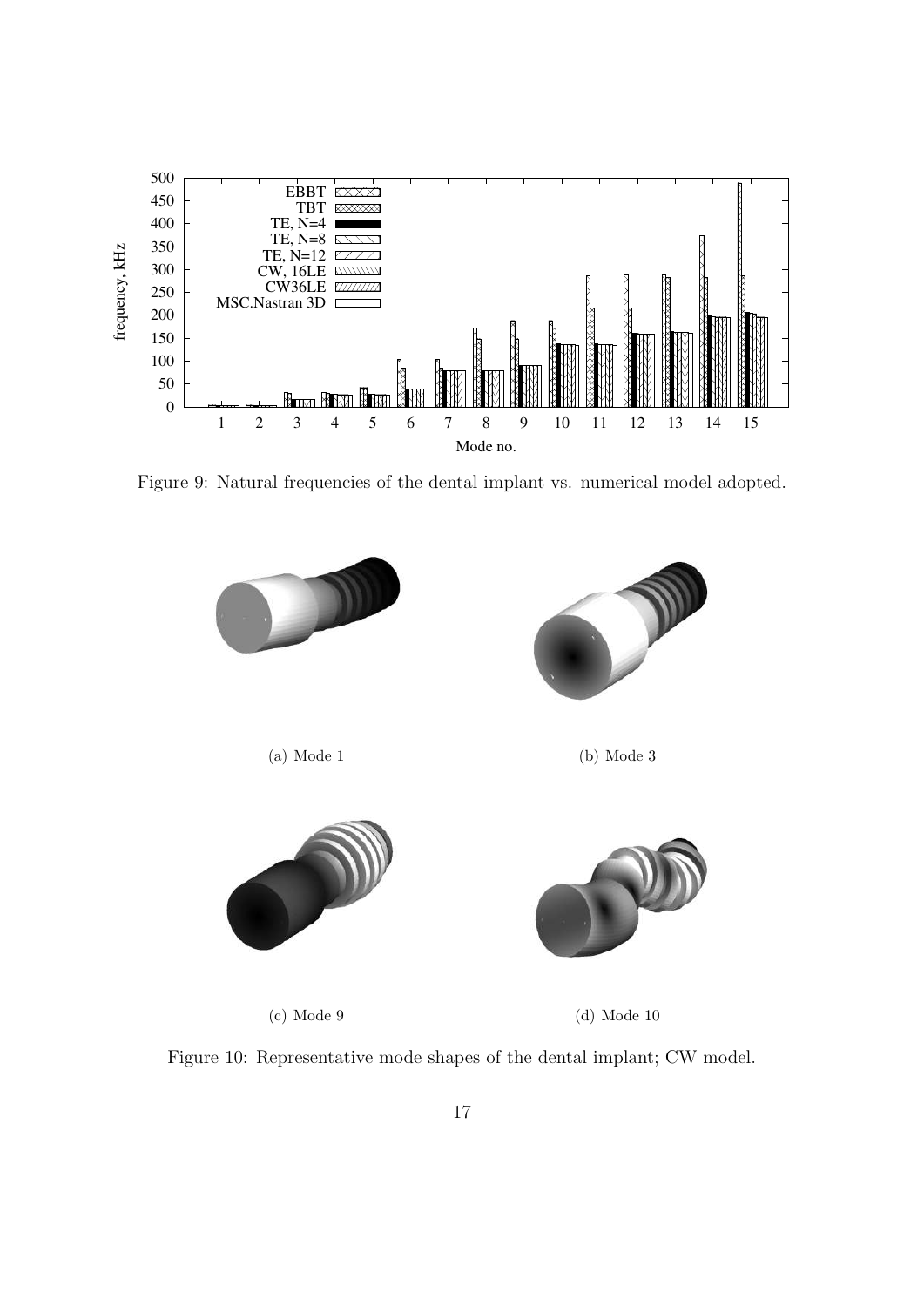Figure 9: Natural frequencies of the dental implant vs. numerical model adopted.

(a) Mode 1

(b) Mode 3

(c) Mode 9

(d) Mode 10

Figure 10: Representative mode shapes of the dental implant; CW model.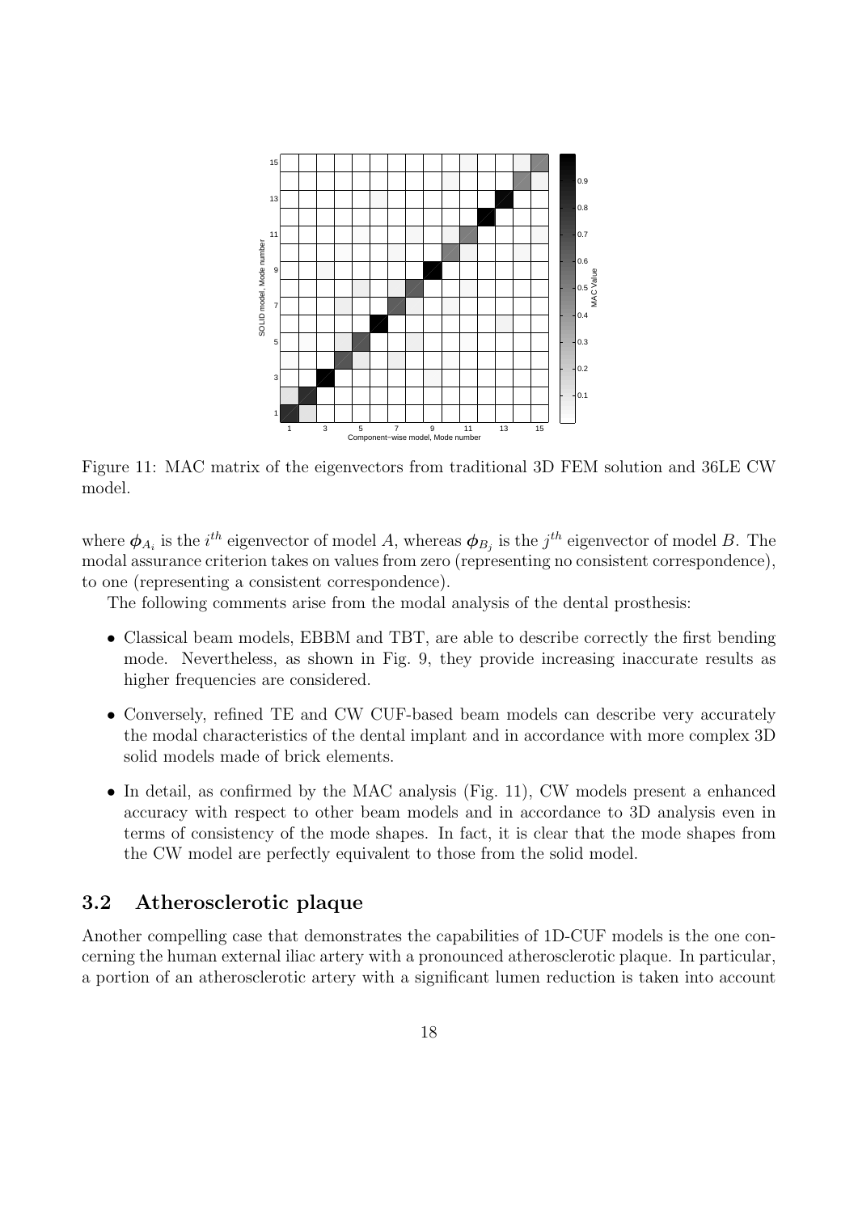Figure 11: MAC matrix of the eigenvectors from traditional 3D FEM solution and 36LE CW model.

where $\boldsymbol{\phi}_{A_i}$ is the $i^{th}$ eigenvector of model $A$, whereas $\boldsymbol{\phi}_{B_j}$ is the $j^{th}$ eigenvector of model $B$. The modal assurance criterion takes on values from zero (representing no consistent correspondence), to one (representing a consistent correspondence).

The following comments arise from the modal analysis of the dental prosthesis:

- Classical beam models, EBBM and TBT, are able to describe correctly the first bending mode. Nevertheless, as shown in Fig. 9, they provide increasing inaccurate results as higher frequencies are considered.
- Conversely, refined TE and CW CUF-based beam models can describe very accurately the modal characteristics of the dental implant and in accordance with more complex 3D solid models made of brick elements.
- In detail, as confirmed by the MAC analysis (Fig. 11), CW models present a enhanced accuracy with respect to other beam models and in accordance to 3D analysis even in terms of consistency of the mode shapes. In fact, it is clear that the mode shapes from the CW model are perfectly equivalent to those from the solid model.

## 3.2 Atherosclerotic plaque

Another compelling case that demonstrates the capabilities of 1D-CUF models is the one concerning the human external iliac artery with a pronounced atherosclerotic plaque. In particular, a portion of an atherosclerotic artery with a significant lumen reduction is taken into account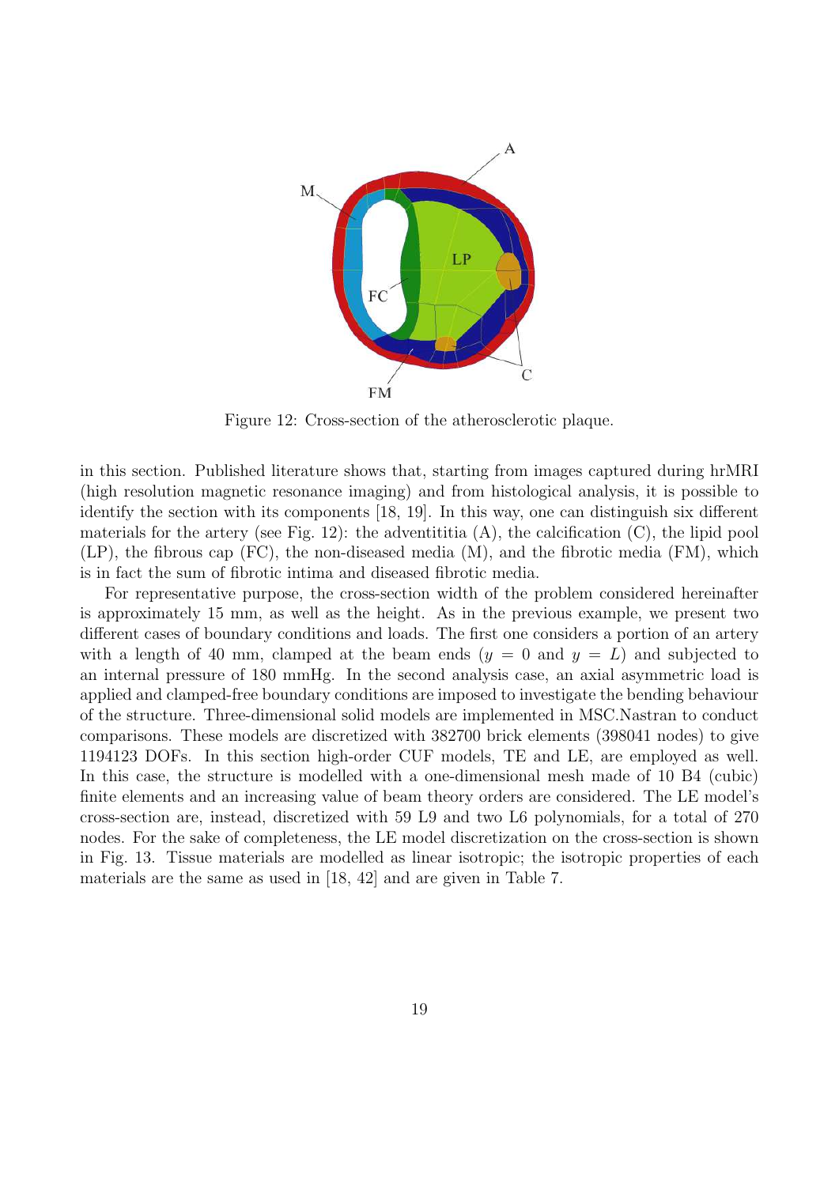Figure 12: Cross-section of the atherosclerotic plaque.

in this section. Published literature shows that, starting from images captured during hrMRI (high resolution magnetic resonance imaging) and from histological analysis, it is possible to identify the section with its components [18, 19]. In this way, one can distinguish six different materials for the artery (see Fig. 12): the adventititia (A), the calcification (C), the lipid pool (LP), the fibrous cap (FC), the non-diseased media (M), and the fibrotic media (FM), which is in fact the sum of fibrotic intima and diseased fibrotic media.

For representative purpose, the cross-section width of the problem considered hereinafter is approximately 15 mm, as well as the height. As in the previous example, we present two different cases of boundary conditions and loads. The first one considers a portion of an artery with a length of 40 mm, clamped at the beam ends ($y = 0$ and $y = L$) and subjected to an internal pressure of 180 mmHg. In the second analysis case, an axial asymmetric load is applied and clamped-free boundary conditions are imposed to investigate the bending behaviour of the structure. Three-dimensional solid models are implemented in MSC.Nastran to conduct comparisons. These models are discretized with 382700 brick elements (398041 nodes) to give 1194123 DOFs. In this section high-order CUF models, TE and LE, are employed as well. In this case, the structure is modelled with a one-dimensional mesh made of 10 B4 (cubic) finite elements and an increasing value of beam theory orders are considered. The LE model's cross-section are, instead, discretized with 59 L9 and two L6 polynomials, for a total of 270 nodes. For the sake of completeness, the LE model discretization on the cross-section is shown in Fig. 13. Tissue materials are modelled as linear isotropic; the isotropic properties of each materials are the same as used in [18, 42] and are given in Table 7.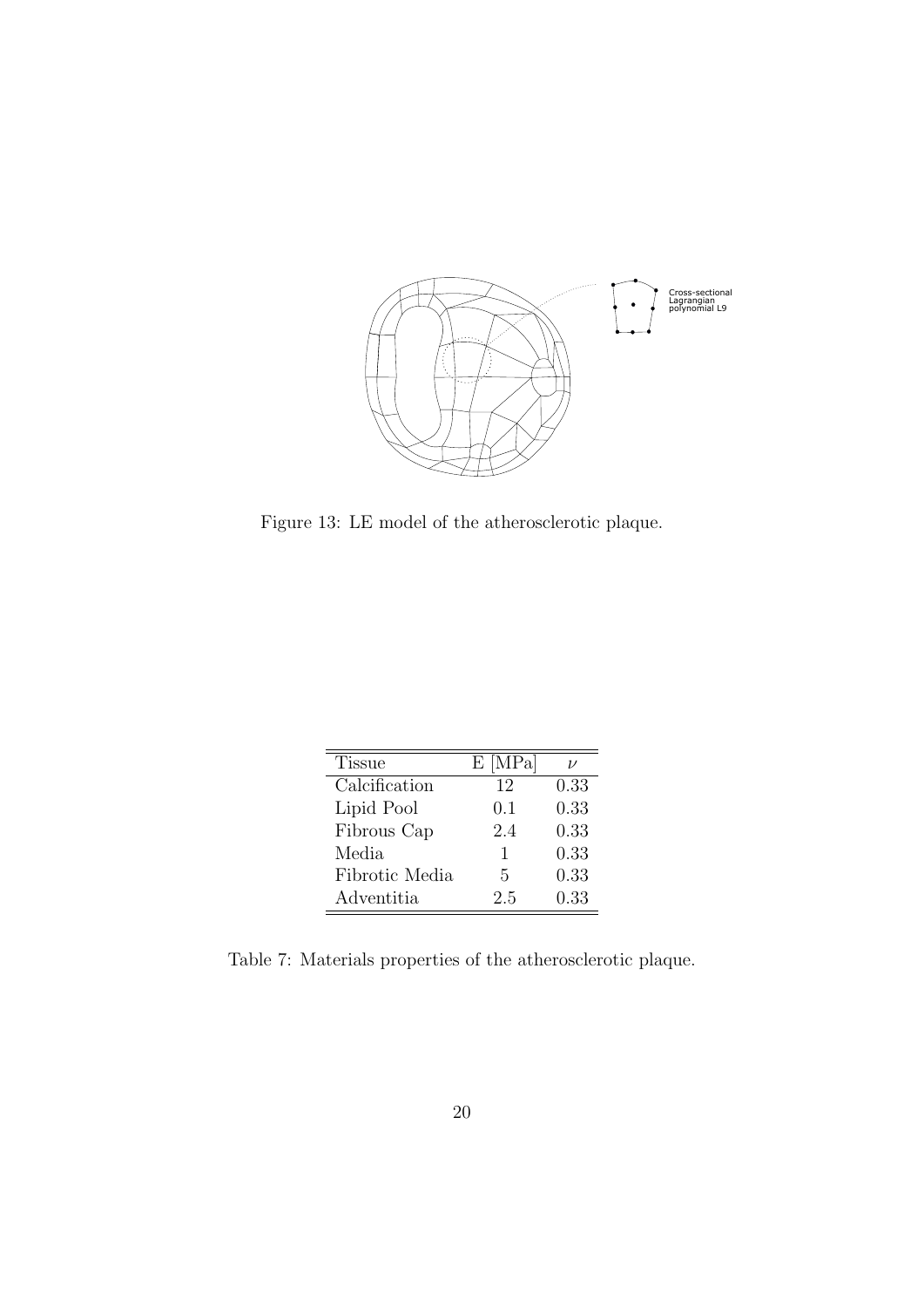Figure 13: LE model of the atherosclerotic plaque.

| Tissue | E [MPa] | $\nu$ |
|---|---|---|
| Calcification | 12 | 0.33 |
| Lipid Pool | 0.1 | 0.33 |
| Fibrous Cap | 2.4 | 0.33 |
| Media | 1 | 0.33 |
| Fibrotic Media | 5 | 0.33 |
| Adventitia | 2.5 | 0.33 |

Table 7: Materials properties of the atherosclerotic plaque.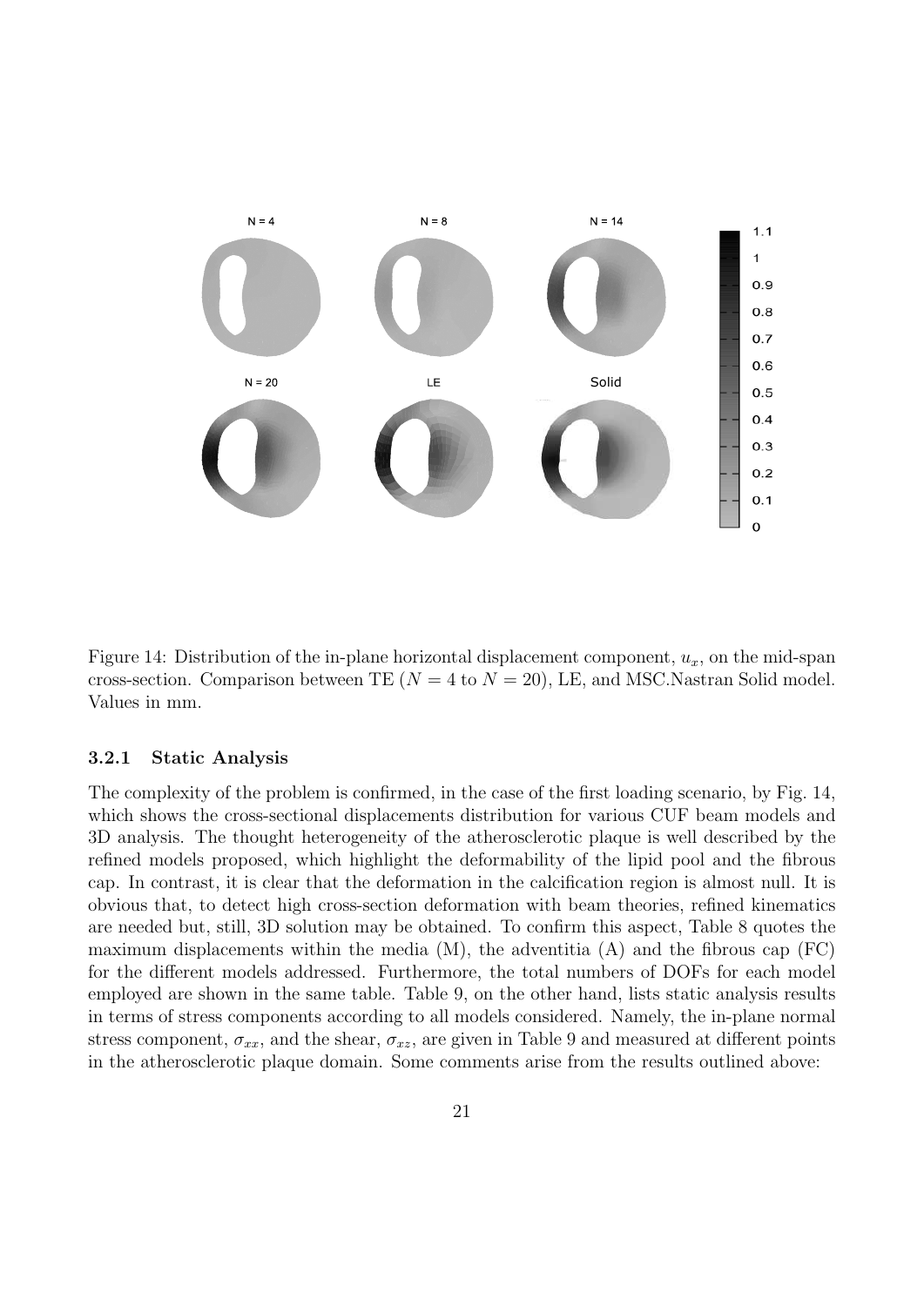Figure 14: Distribution of the in-plane horizontal displacement component, $u_x$, on the mid-span cross-section. Comparison between TE ($N = 4$ to $N = 20$), LE, and MSC.Nastran Solid model. Values in mm.

### 3.2.1 Static Analysis

The complexity of the problem is confirmed, in the case of the first loading scenario, by Fig. 14, which shows the cross-sectional displacements distribution for various CUF beam models and 3D analysis. The thought heterogeneity of the atherosclerotic plaque is well described by the refined models proposed, which highlight the deformability of the lipid pool and the fibrous cap. In contrast, it is clear that the deformation in the calcification region is almost null. It is obvious that, to detect high cross-section deformation with beam theories, refined kinematics are needed but, still, 3D solution may be obtained. To confirm this aspect, Table 8 quotes the maximum displacements within the media (M), the adventitia (A) and the fibrous cap (FC) for the different models addressed. Furthermore, the total numbers of DOFs for each model employed are shown in the same table. Table 9, on the other hand, lists static analysis results in terms of stress components according to all models considered. Namely, the in-plane normal stress component, $\sigma_{xx}$, and the shear, $\sigma_{xz}$, are given in Table 9 and measured at different points in the atherosclerotic plaque domain. Some comments arise from the results outlined above: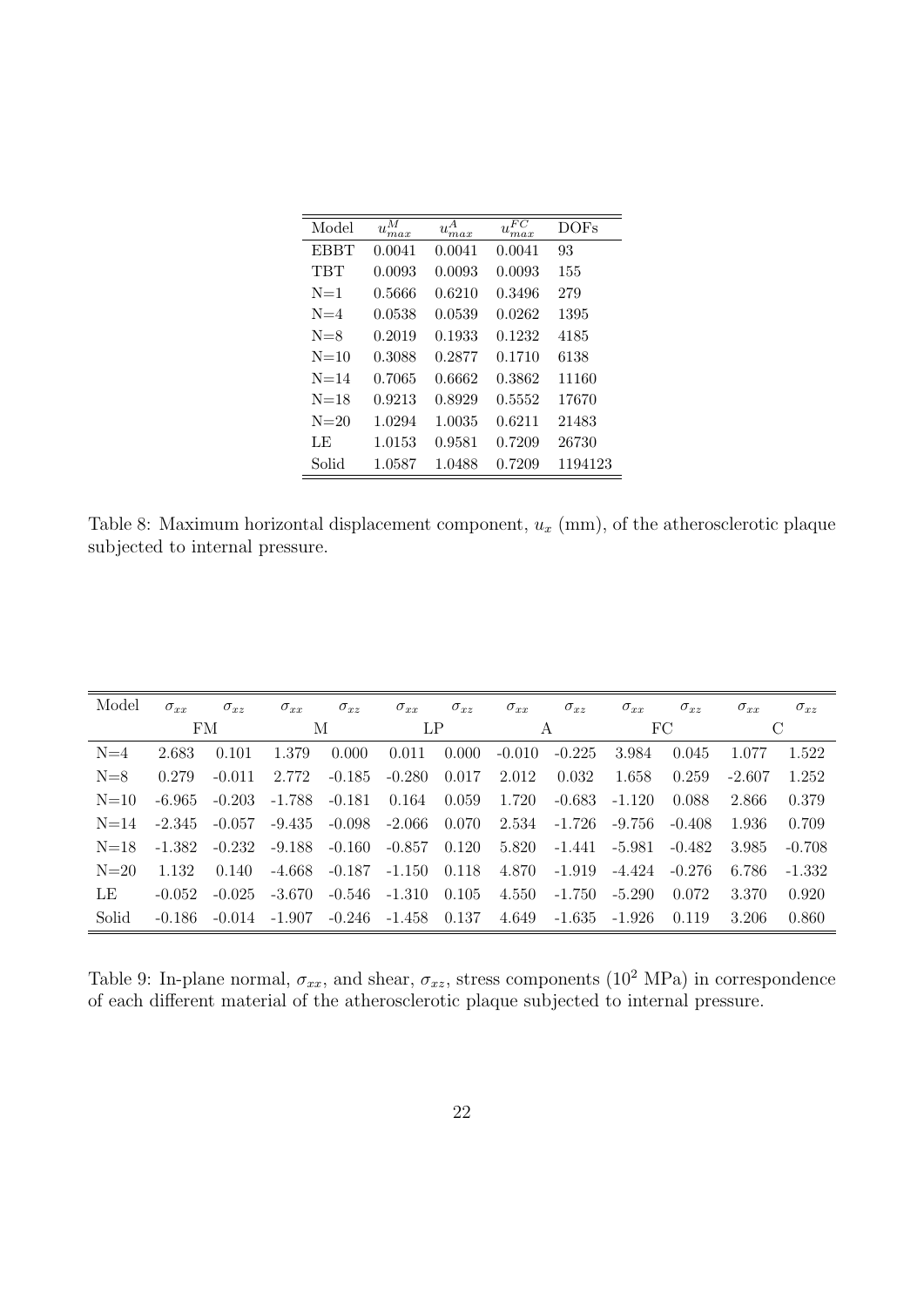| Model | $u_{max}^{M}$ | $u_{max}^{A}$ | $u_{max}^{FC}$ | DOFs |
|---|---|---|---|---|
| EBBT | 0.0041 | 0.0041 | 0.0041 | 93 |
| TBT | 0.0093 | 0.0093 | 0.0093 | 155 |
| N=1 | 0.5666 | 0.6210 | 0.3496 | 279 |
| N=4 | 0.0538 | 0.0539 | 0.0262 | 1395 |
| N=8 | 0.2019 | 0.1933 | 0.1232 | 4185 |
| N=10 | 0.3088 | 0.2877 | 0.1710 | 6138 |
| N=14 | 0.7065 | 0.6662 | 0.3862 | 11160 |
| N=18 | 0.9213 | 0.8929 | 0.5552 | 17670 |
| N=20 | 1.0294 | 1.0035 | 0.6211 | 21483 |
| LE | 1.0153 | 0.9581 | 0.7209 | 26730 |
| Solid | 1.0587 | 1.0488 | 0.7209 | 1194123 |

Table 8: Maximum horizontal displacement component, $u_x$ (mm), of the atherosclerotic plaque subjected to internal pressure.

| Model | $\sigma_{xx}$ | $\sigma_{xz}$ | $\sigma_{xx}$ | $\sigma_{xz}$ | $\sigma_{xx}$ | $\sigma_{xz}$ | $\sigma_{xx}$ | $\sigma_{xz}$ | $\sigma_{xx}$ | $\sigma_{xz}$ | $\sigma_{xx}$ | $\sigma_{xz}$ |
|---|---|---|---|---|---|---|---|---|---|---|---|---|
| | FM | | M | | LP | | A | | FC | | C | |
| N=4 | 2.683 | 0.101 | 1.379 | 0.000 | 0.011 | 0.000 | -0.010 | -0.225 | 3.984 | 0.045 | 1.077 | 1.522 |
| N=8 | 0.279 | -0.011 | 2.772 | -0.185 | -0.280 | 0.017 | 2.012 | 0.032 | 1.658 | 0.259 | -2.607 | 1.252 |
| N=10 | -6.965 | -0.203 | -1.788 | -0.181 | 0.164 | 0.059 | 1.720 | -0.683 | -1.120 | 0.088 | 2.866 | 0.379 |
| N=14 | -2.345 | -0.057 | -9.435 | -0.098 | -2.066 | 0.070 | 2.534 | -1.726 | -9.756 | -0.408 | 1.936 | 0.709 |
| N=18 | -1.382 | -0.232 | -9.188 | -0.160 | -0.857 | 0.120 | 5.820 | -1.441 | -5.981 | -0.482 | 3.985 | -0.708 |
| N=20 | 1.132 | 0.140 | -4.668 | -0.187 | -1.150 | 0.118 | 4.870 | -1.919 | -4.424 | -0.276 | 6.786 | -1.332 |
| LE | -0.052 | -0.025 | -3.670 | -0.546 | -1.310 | 0.105 | 4.550 | -1.750 | -5.290 | 0.072 | 3.370 | 0.920 |
| Solid | -0.186 | -0.014 | -1.907 | -0.246 | -1.458 | 0.137 | 4.649 | -1.635 | -1.926 | 0.119 | 3.206 | 0.860 |

Table 9: In-plane normal, $\sigma_{xx}$, and shear, $\sigma_{xz}$, stress components ($10^2$ MPa) in correspondence of each different material of the atherosclerotic plaque subjected to internal pressure.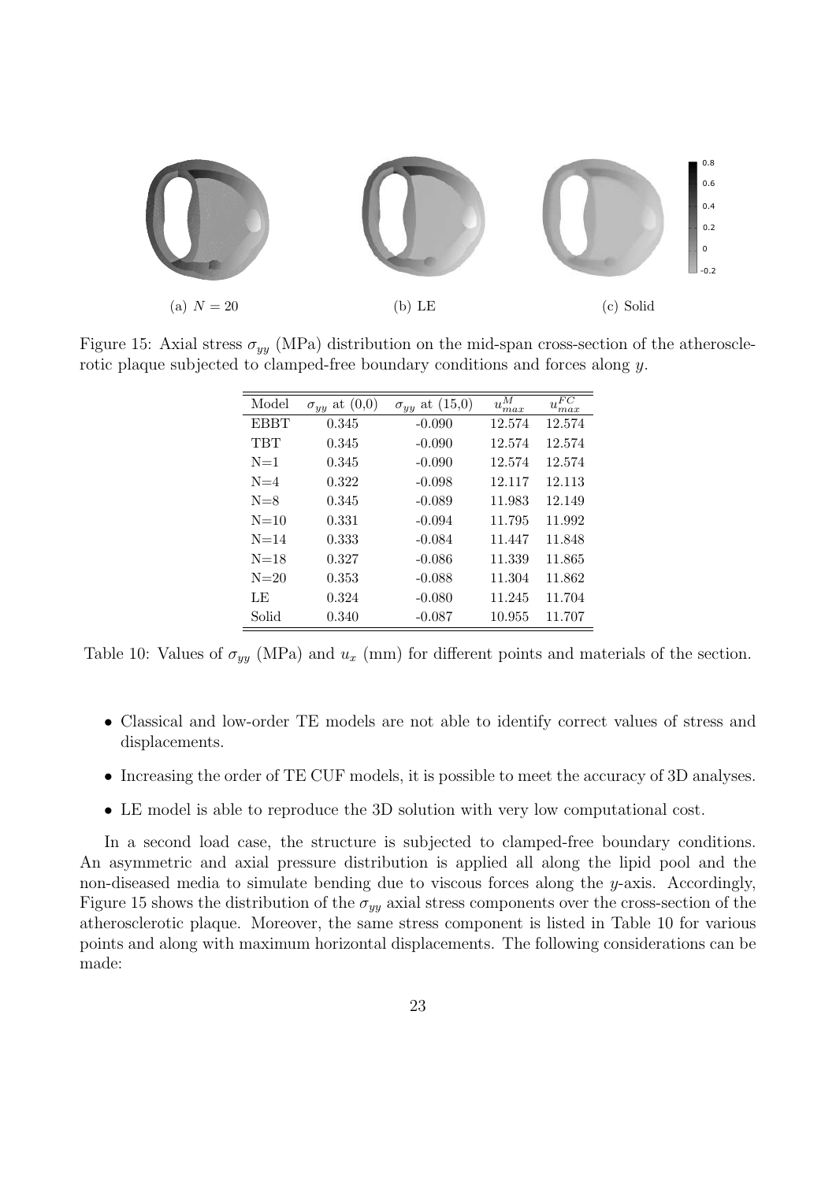(a) $N = 20$ (b) LE (c) Solid

Figure 15: Axial stress $\sigma_{yy}$ (MPa) distribution on the mid-span cross-section of the atherosclerotic plaque subjected to clamped-free boundary conditions and forces along $y$.

| Model | $\sigma_{yy}$ at (0,0) | $\sigma_{yy}$ at (15,0) | $u_{max}^{M}$ | $u_{max}^{FC}$ |
|---|---|---|---|---|
| EBBT | 0.345 | -0.090 | 12.574 | 12.574 |
| TBT | 0.345 | -0.090 | 12.574 | 12.574 |
| N=1 | 0.345 | -0.090 | 12.574 | 12.574 |
| N=4 | 0.322 | -0.098 | 12.117 | 12.113 |
| N=8 | 0.345 | -0.089 | 11.983 | 12.149 |
| N=10 | 0.331 | -0.094 | 11.795 | 11.992 |
| N=14 | 0.333 | -0.084 | 11.447 | 11.848 |
| N=18 | 0.327 | -0.086 | 11.339 | 11.865 |
| N=20 | 0.353 | -0.088 | 11.304 | 11.862 |
| LE | 0.324 | -0.080 | 11.245 | 11.704 |
| Solid | 0.340 | -0.087 | 10.955 | 11.707 |

Table 10: Values of $\sigma_{yy}$ (MPa) and $u_x$ (mm) for different points and materials of the section.

- Classical and low-order TE models are not able to identify correct values of stress and displacements.
- Increasing the order of TE CUF models, it is possible to meet the accuracy of 3D analyses.
- LE model is able to reproduce the 3D solution with very low computational cost.

In a second load case, the structure is subjected to clamped-free boundary conditions. An asymmetric and axial pressure distribution is applied all along the lipid pool and the non-diseased media to simulate bending due to viscous forces along the $y$-axis. Accordingly, Figure 15 shows the distribution of the $\sigma_{yy}$ axial stress components over the cross-section of the atherosclerotic plaque. Moreover, the same stress component is listed in Table 10 for various points and along with maximum horizontal displacements. The following considerations can be made: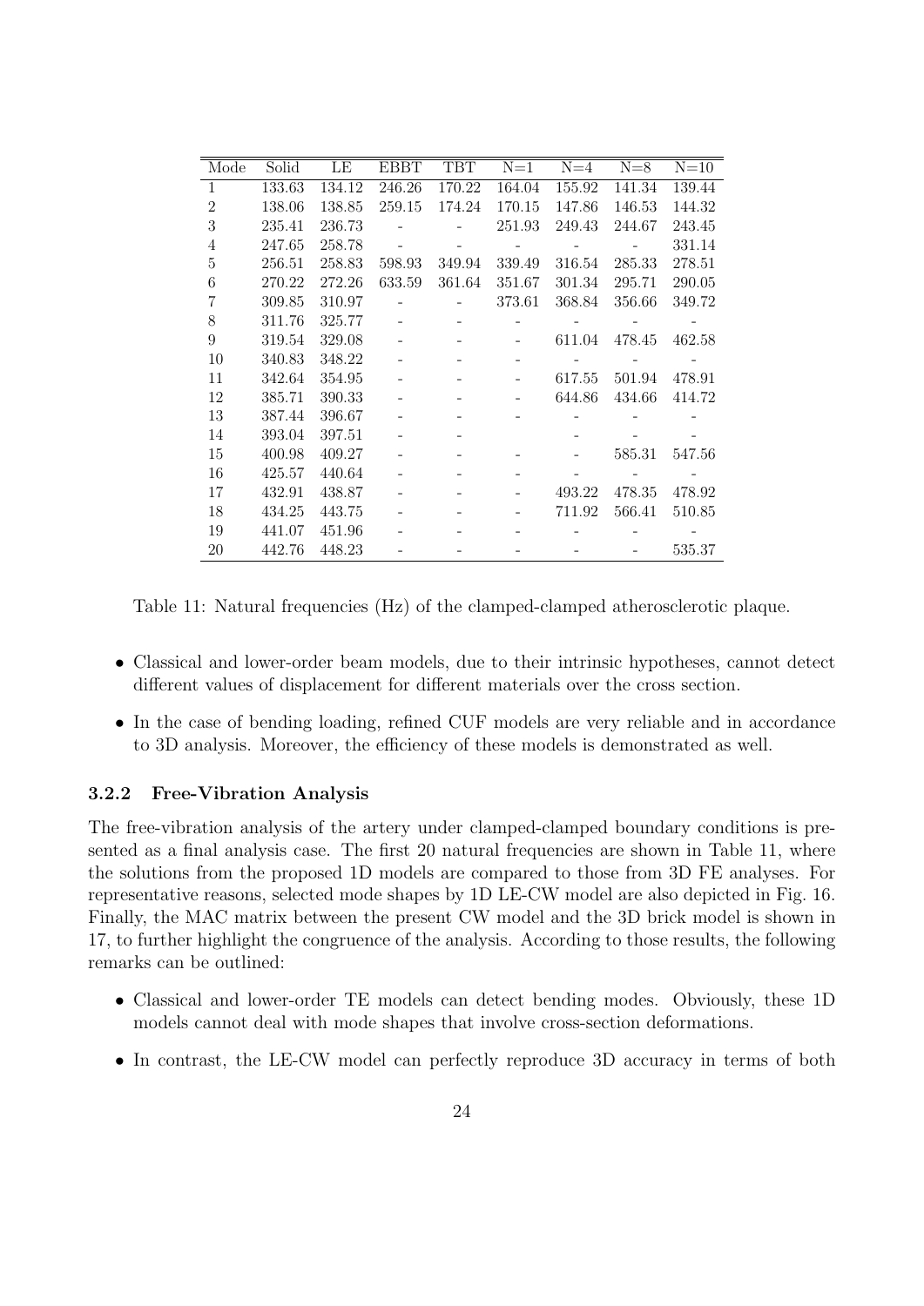| Mode | Solid | LE | EBBT | TBT | N=1 | N=4 | N=8 | N=10 |
|---|---|---|---|---|---|---|---|---|
| 1 | 133.63 | 134.12 | 246.26 | 170.22 | 164.04 | 155.92 | 141.34 | 139.44 |
| 2 | 138.06 | 138.85 | 259.15 | 174.24 | 170.15 | 147.86 | 146.53 | 144.32 |
| 3 | 235.41 | 236.73 | - | - | 251.93 | 249.43 | 244.67 | 243.45 |
| 4 | 247.65 | 258.78 | - | - | - | - | - | 331.14 |
| 5 | 256.51 | 258.83 | 598.93 | 349.94 | 339.49 | 316.54 | 285.33 | 278.51 |
| 6 | 270.22 | 272.26 | 633.59 | 361.64 | 351.67 | 301.34 | 295.71 | 290.05 |
| 7 | 309.85 | 310.97 | - | - | 373.61 | 368.84 | 356.66 | 349.72 |
| 8 | 311.76 | 325.77 | - | - | - | - | - | - |
| 9 | 319.54 | 329.08 | - | - | - | 611.04 | 478.45 | 462.58 |
| 10 | 340.83 | 348.22 | - | - | - | - | - | - |
| 11 | 342.64 | 354.95 | - | - | - | 617.55 | 501.94 | 478.91 |
| 12 | 385.71 | 390.33 | - | - | - | 644.86 | 434.66 | 414.72 |
| 13 | 387.44 | 396.67 | - | - | - | - | - | - |
| 14 | 393.04 | 397.51 | - | - | - | - | - | - |
| 15 | 400.98 | 409.27 | - | - | - | - | 585.31 | 547.56 |
| 16 | 425.57 | 440.64 | - | - | - | - | - | - |
| 17 | 432.91 | 438.87 | - | - | - | 493.22 | 478.35 | 478.92 |
| 18 | 434.25 | 443.75 | - | - | - | 711.92 | 566.41 | 510.85 |
| 19 | 441.07 | 451.96 | - | - | - | - | - | - |
| 20 | 442.76 | 448.23 | - | - | - | - | - | 535.37 |

Table 11: Natural frequencies (Hz) of the clamped-clamped atherosclerotic plaque.

- Classical and lower-order beam models, due to their intrinsic hypotheses, cannot detect different values of displacement for different materials over the cross section.
- In the case of bending loading, refined CUF models are very reliable and in accordance to 3D analysis. Moreover, the efficiency of these models is demonstrated as well.

### 3.2.2 Free-Vibration Analysis

The free-vibration analysis of the artery under clamped-clamped boundary conditions is presented as a final analysis case. The first 20 natural frequencies are shown in Table 11, where the solutions from the proposed 1D models are compared to those from 3D FE analyses. For representative reasons, selected mode shapes by 1D LE-CW model are also depicted in Fig. 16. Finally, the MAC matrix between the present CW model and the 3D brick model is shown in 17, to further highlight the congruence of the analysis. According to those results, the following remarks can be outlined:

- Classical and lower-order TE models can detect bending modes. Obviously, these 1D models cannot deal with mode shapes that involve cross-section deformations.
- In contrast, the LE-CW model can perfectly reproduce 3D accuracy in terms of both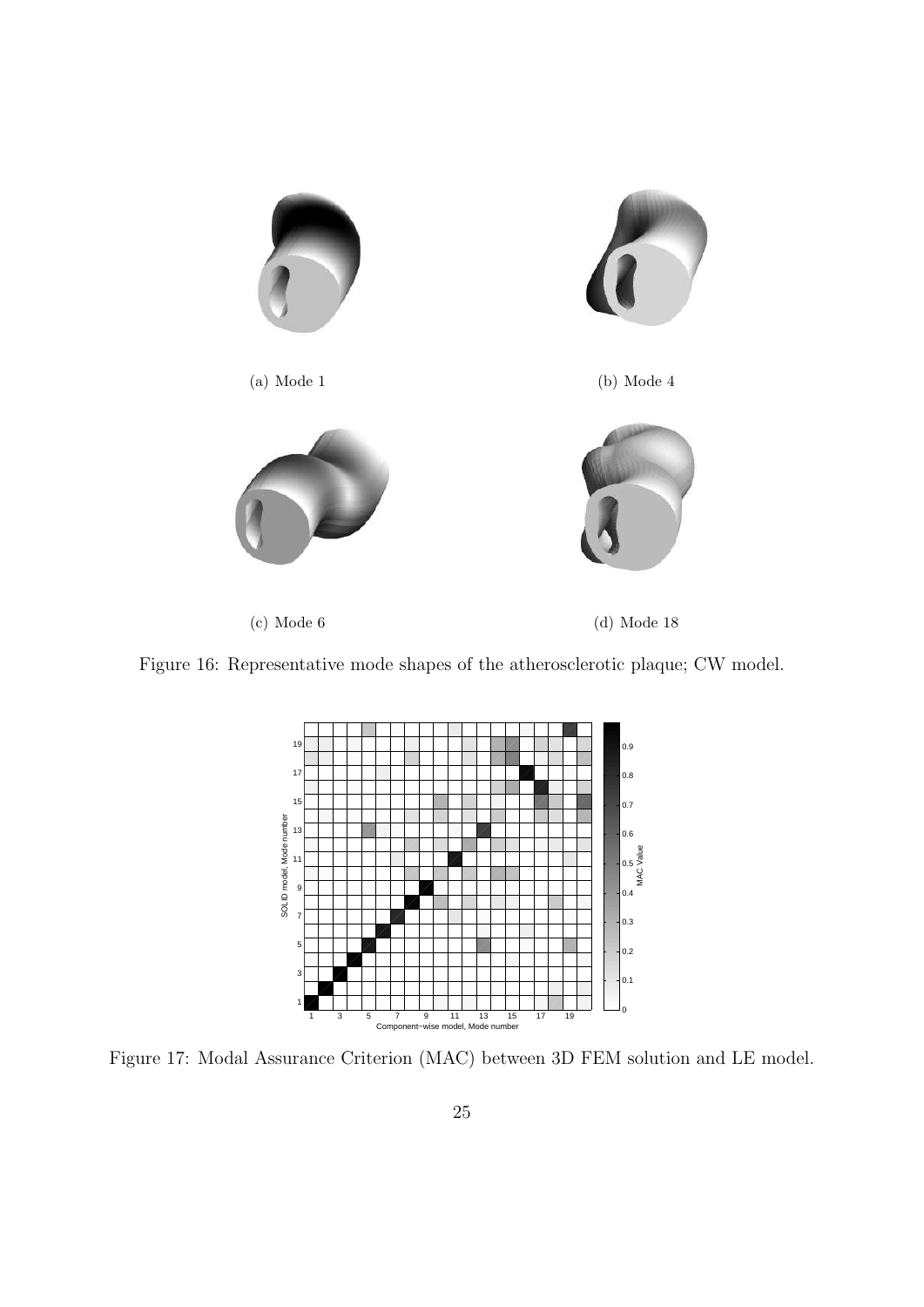(a) Mode 1

(b) Mode 4

(c) Mode 6

(d) Mode 18

Figure 16: Representative mode shapes of the atherosclerotic plaque; CW model.

Figure 17: Modal Assurance Criterion (MAC) between 3D FEM solution and LE model.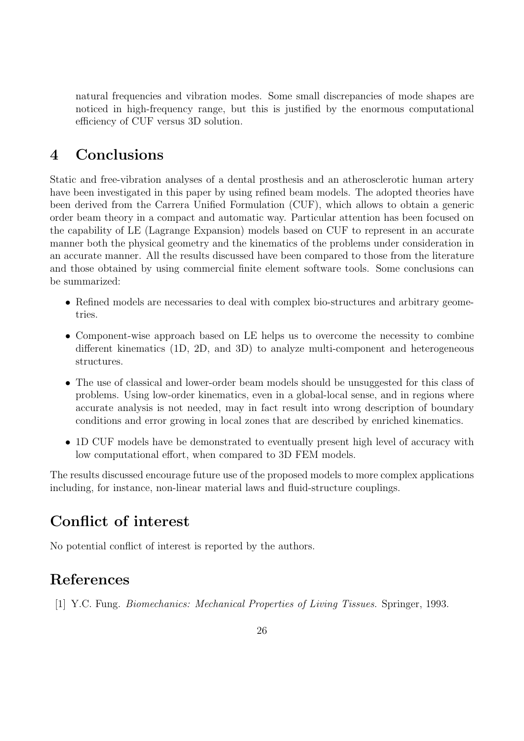natural frequencies and vibration modes. Some small discrepancies of mode shapes are noticed in high-frequency range, but this is justified by the enormous computational efficiency of CUF versus 3D solution.

# 4 Conclusions

Static and free-vibration analyses of a dental prosthesis and an atherosclerotic human artery have been investigated in this paper by using refined beam models. The adopted theories have been derived from the Carrera Unified Formulation (CUF), which allows to obtain a generic order beam theory in a compact and automatic way. Particular attention has been focused on the capability of LE (Lagrange Expansion) models based on CUF to represent in an accurate manner both the physical geometry and the kinematics of the problems under consideration in an accurate manner. All the results discussed have been compared to those from the literature and those obtained by using commercial finite element software tools. Some conclusions can be summarized:

- Refined models are necessaries to deal with complex bio-structures and arbitrary geometries.
- Component-wise approach based on LE helps us to overcome the necessity to combine different kinematics (1D, 2D, and 3D) to analyze multi-component and heterogeneous structures.
- The use of classical and lower-order beam models should be unsuggested for this class of problems. Using low-order kinematics, even in a global-local sense, and in regions where accurate analysis is not needed, may in fact result into wrong description of boundary conditions and error growing in local zones that are described by enriched kinematics.
- 1D CUF models have be demonstrated to eventually present high level of accuracy with low computational effort, when compared to 3D FEM models.

The results discussed encourage future use of the proposed models to more complex applications including, for instance, non-linear material laws and fluid-structure couplings.

# Conflict of interest

No potential conflict of interest is reported by the authors.

# References

[1] Y.C. Fung. *Biomechanics: Mechanical Properties of Living Tissues*. Springer, 1993.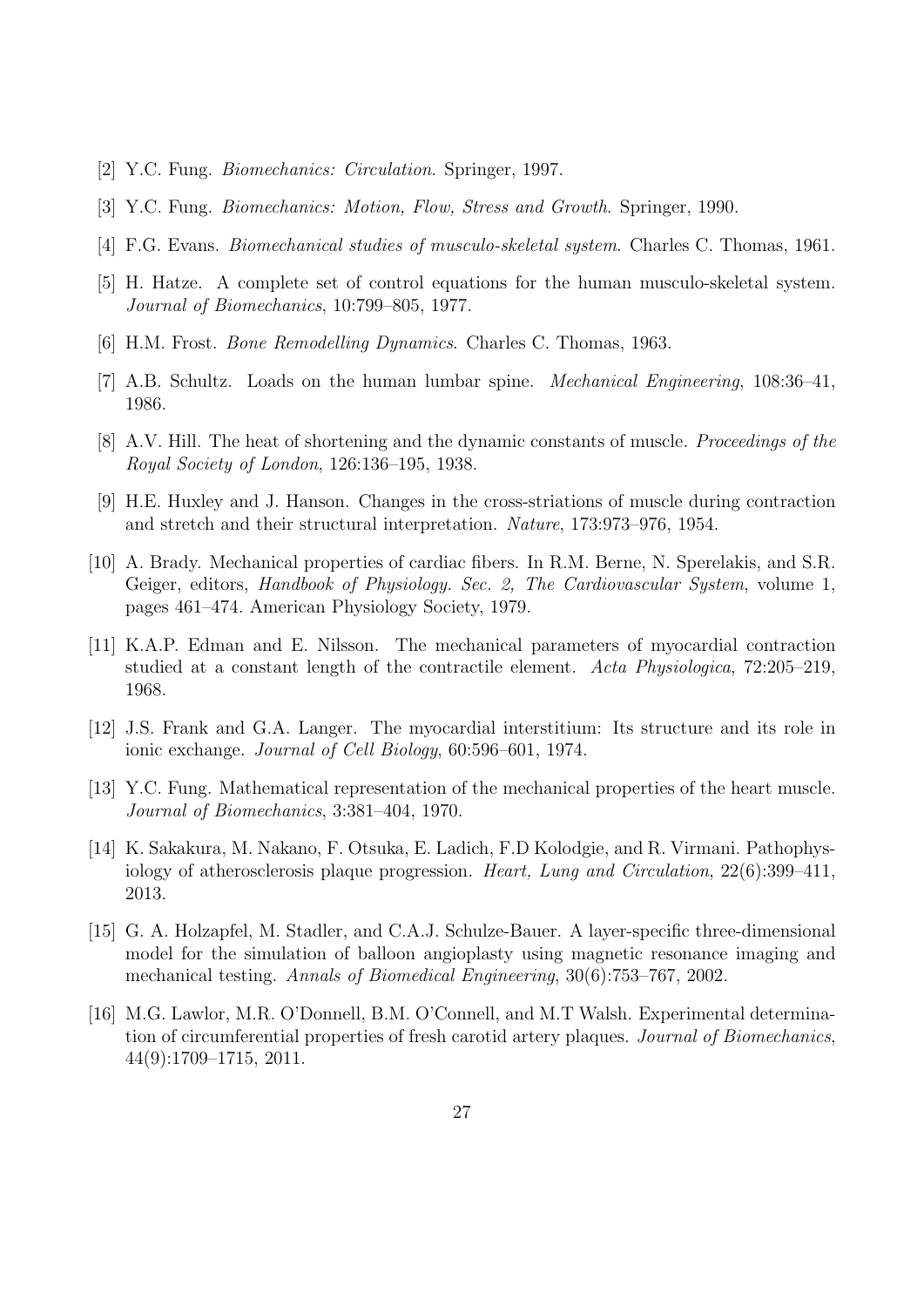[2] Y.C. Fung. *Biomechanics: Circulation*. Springer, 1997.

[3] Y.C. Fung. *Biomechanics: Motion, Flow, Stress and Growth*. Springer, 1990.

[4] F.G. Evans. *Biomechanical studies of musculo-skeletal system*. Charles C. Thomas, 1961.

[5] H. Hatze. A complete set of control equations for the human musculo-skeletal system. *Journal of Biomechanics*, 10:799–805, 1977.

[6] H.M. Frost. *Bone Remodelling Dynamics*. Charles C. Thomas, 1963.

[7] A.B. Schultz. Loads on the human lumbar spine. *Mechanical Engineering*, 108:36–41, 1986.

[8] A.V. Hill. The heat of shortening and the dynamic constants of muscle. *Proceedings of the Royal Society of London*, 126:136–195, 1938.

[9] H.E. Huxley and J. Hanson. Changes in the cross-striations of muscle during contraction and stretch and their structural interpretation. *Nature*, 173:973–976, 1954.

[10] A. Brady. Mechanical properties of cardiac fibers. In R.M. Berne, N. Sperelakis, and S.R. Geiger, editors, *Handbook of Physiology. Sec. 2, The Cardiovascular System*, volume 1, pages 461–474. American Physiology Society, 1979.

[11] K.A.P. Edman and E. Nilsson. The mechanical parameters of myocardial contraction studied at a constant length of the contractile element. *Acta Physiologica*, 72:205–219, 1968.

[12] J.S. Frank and G.A. Langer. The myocardial interstitium: Its structure and its role in ionic exchange. *Journal of Cell Biology*, 60:596–601, 1974.

[13] Y.C. Fung. Mathematical representation of the mechanical properties of the heart muscle. *Journal of Biomechanics*, 3:381–404, 1970.

[14] K. Sakakura, M. Nakano, F. Otsuka, E. Ladich, F.D Kolodgie, and R. Virmani. Pathophysiology of atherosclerosis plaque progression. *Heart, Lung and Circulation*, 22(6):399–411, 2013.

[15] G. A. Holzapfel, M. Stadler, and C.A.J. Schulze-Bauer. A layer-specific three-dimensional model for the simulation of balloon angioplasty using magnetic resonance imaging and mechanical testing. *Annals of Biomedical Engineering*, 30(6):753–767, 2002.

[16] M.G. Lawlor, M.R. O'Donnell, B.M. O'Connell, and M.T Walsh. Experimental determination of circumferential properties of fresh carotid artery plaques. *Journal of Biomechanics*, 44(9):1709–1715, 2011.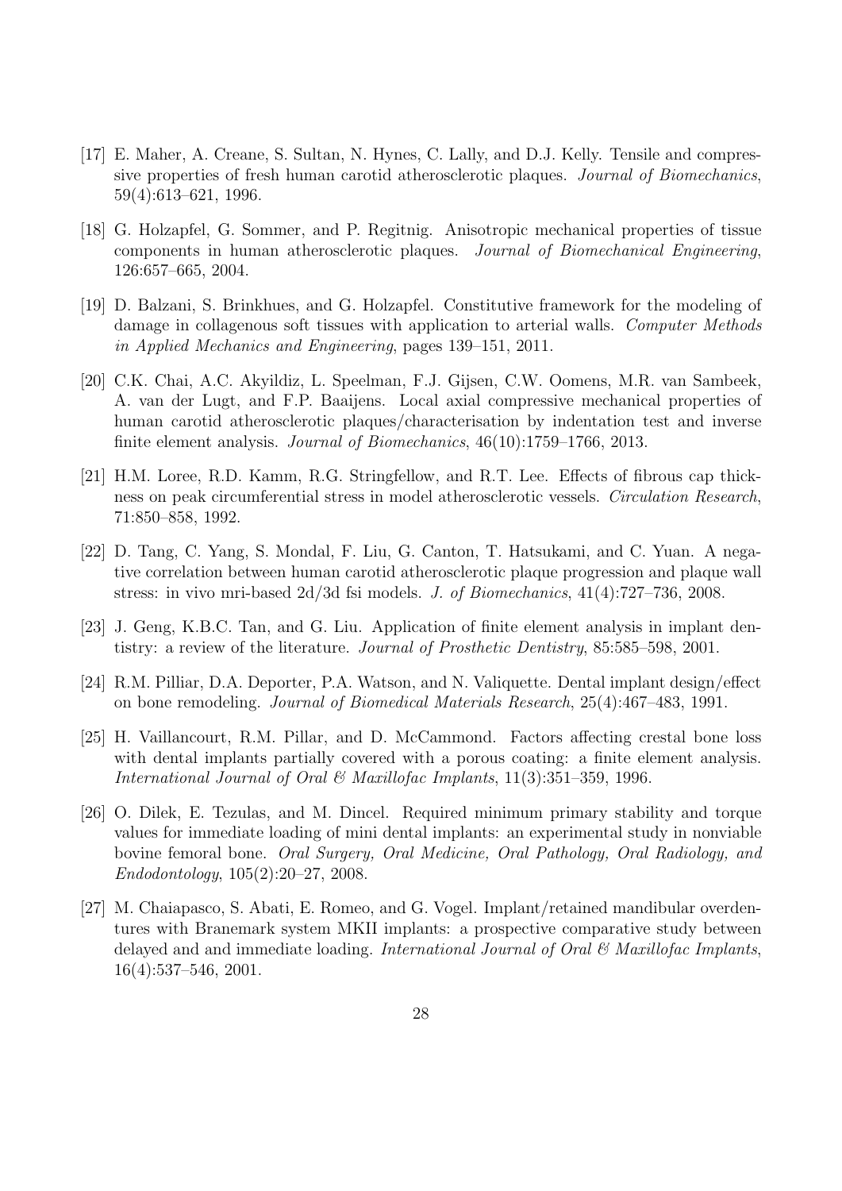[17] E. Maher, A. Creane, S. Sultan, N. Hynes, C. Lally, and D.J. Kelly. Tensile and compressive properties of fresh human carotid atherosclerotic plaques. *Journal of Biomechanics*, 59(4):613–621, 1996.

[18] G. Holzapfel, G. Sommer, and P. Regitnig. Anisotropic mechanical properties of tissue components in human atherosclerotic plaques. *Journal of Biomechanical Engineering*, 126:657–665, 2004.

[19] D. Balzani, S. Brinkhues, and G. Holzapfel. Constitutive framework for the modeling of damage in collagenous soft tissues with application to arterial walls. *Computer Methods in Applied Mechanics and Engineering*, pages 139–151, 2011.

[20] C.K. Chai, A.C. Akyildiz, L. Speelman, F.J. Gijsen, C.W. Oomens, M.R. van Sambeek, A. van der Lugt, and F.P. Baaijens. Local axial compressive mechanical properties of human carotid atherosclerotic plaques/characterisation by indentation test and inverse finite element analysis. *Journal of Biomechanics*, 46(10):1759–1766, 2013.

[21] H.M. Loree, R.D. Kamm, R.G. Stringfellow, and R.T. Lee. Effects of fibrous cap thickness on peak circumferential stress in model atherosclerotic vessels. *Circulation Research*, 71:850–858, 1992.

[22] D. Tang, C. Yang, S. Mondal, F. Liu, G. Canton, T. Hatsukami, and C. Yuan. A negative correlation between human carotid atherosclerotic plaque progression and plaque wall stress: in vivo mri-based 2d/3d fsi models. *J. of Biomechanics*, 41(4):727–736, 2008.

[23] J. Geng, K.B.C. Tan, and G. Liu. Application of finite element analysis in implant dentistry: a review of the literature. *Journal of Prosthetic Dentistry*, 85:585–598, 2001.

[24] R.M. Pilliar, D.A. Deporter, P.A. Watson, and N. Valiquette. Dental implant design/effect on bone remodeling. *Journal of Biomedical Materials Research*, 25(4):467–483, 1991.

[25] H. Vaillancourt, R.M. Pillar, and D. McCammond. Factors affecting crestal bone loss with dental implants partially covered with a porous coating: a finite element analysis. *International Journal of Oral & Maxillofac Implants*, 11(3):351–359, 1996.

[26] O. Dilek, E. Tezulas, and M. Dincel. Required minimum primary stability and torque values for immediate loading of mini dental implants: an experimental study in nonviable bovine femoral bone. *Oral Surgery, Oral Medicine, Oral Pathology, Oral Radiology, and Endodontology*, 105(2):20–27, 2008.

[27] M. Chaiapasco, S. Abati, E. Romeo, and G. Vogel. Implant/retained mandibular overdentures with Branemark system MKII implants: a prospective comparative study between delayed and and immediate loading. *International Journal of Oral & Maxillofac Implants*, 16(4):537–546, 2001.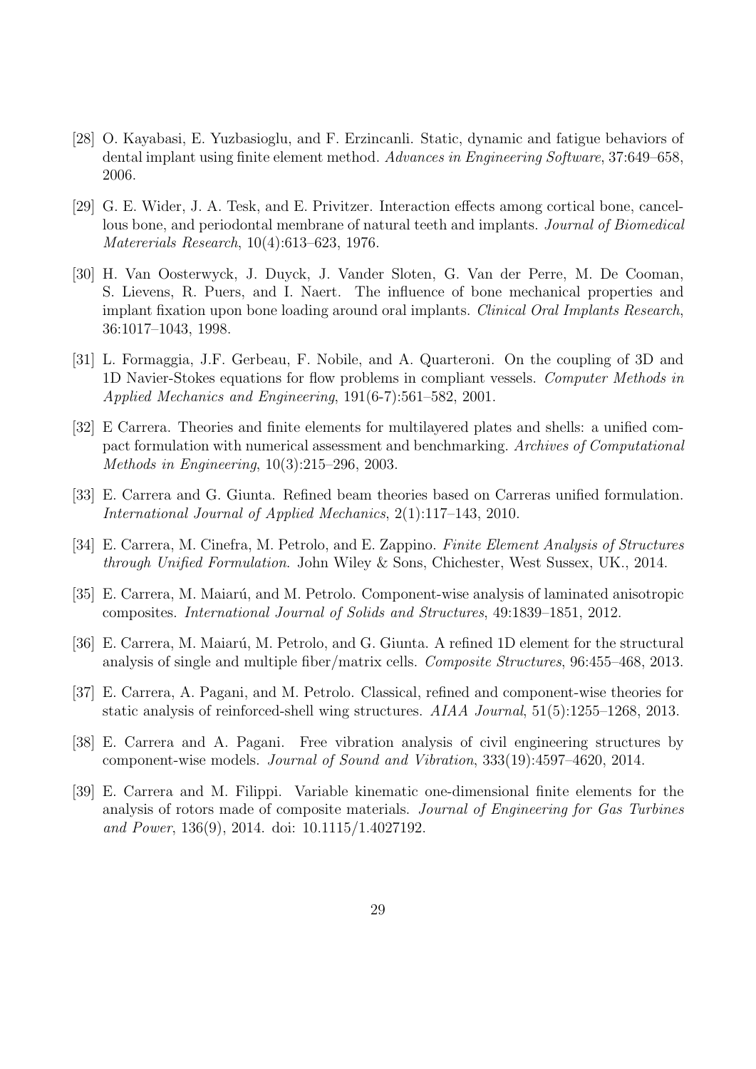[28] O. Kayabasi, E. Yuzbasioglu, and F. Erzincanli. Static, dynamic and fatigue behaviors of dental implant using finite element method. *Advances in Engineering Software*, 37:649–658, 2006.

[29] G. E. Wider, J. A. Tesk, and E. Privitzer. Interaction effects among cortical bone, cancellous bone, and periodontal membrane of natural teeth and implants. *Journal of Biomedical Matererials Research*, 10(4):613–623, 1976.

[30] H. Van Oosterwyck, J. Duyck, J. Vander Sloten, G. Van der Perre, M. De Cooman, S. Lievens, R. Puers, and I. Naert. The influence of bone mechanical properties and implant fixation upon bone loading around oral implants. *Clinical Oral Implants Research*, 36:1017–1043, 1998.

[31] L. Formaggia, J.F. Gerbeau, F. Nobile, and A. Quarteroni. On the coupling of 3D and 1D Navier-Stokes equations for flow problems in compliant vessels. *Computer Methods in Applied Mechanics and Engineering*, 191(6-7):561–582, 2001.

[32] E Carrera. Theories and finite elements for multilayered plates and shells: a unified compact formulation with numerical assessment and benchmarking. *Archives of Computational Methods in Engineering*, 10(3):215–296, 2003.

[33] E. Carrera and G. Giunta. Refined beam theories based on Carreras unified formulation. *International Journal of Applied Mechanics*, 2(1):117–143, 2010.

[34] E. Carrera, M. Cinefra, M. Petrolo, and E. Zappino. *Finite Element Analysis of Structures through Unified Formulation*. John Wiley & Sons, Chichester, West Sussex, UK., 2014.

[35] E. Carrera, M. Maiarú, and M. Petrolo. Component-wise analysis of laminated anisotropic composites. *International Journal of Solids and Structures*, 49:1839–1851, 2012.

[36] E. Carrera, M. Maiarú, M. Petrolo, and G. Giunta. A refined 1D element for the structural analysis of single and multiple fiber/matrix cells. *Composite Structures*, 96:455–468, 2013.

[37] E. Carrera, A. Pagani, and M. Petrolo. Classical, refined and component-wise theories for static analysis of reinforced-shell wing structures. *AIAA Journal*, 51(5):1255–1268, 2013.

[38] E. Carrera and A. Pagani. Free vibration analysis of civil engineering structures by component-wise models. *Journal of Sound and Vibration*, 333(19):4597–4620, 2014.

[39] E. Carrera and M. Filippi. Variable kinematic one-dimensional finite elements for the analysis of rotors made of composite materials. *Journal of Engineering for Gas Turbines and Power*, 136(9), 2014. doi: 10.1115/1.4027192.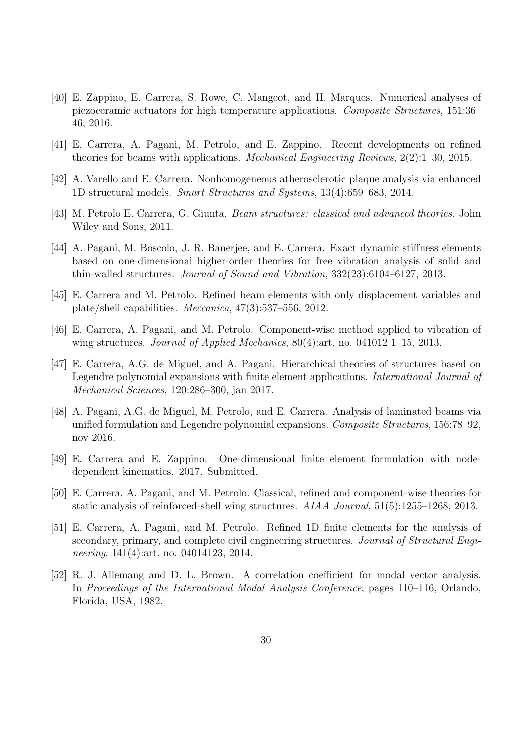[40] E. Zappino, E. Carrera, S. Rowe, C. Mangeot, and H. Marques. Numerical analyses of piezoceramic actuators for high temperature applications. *Composite Structures*, 151:36–46, 2016.

[41] E. Carrera, A. Pagani, M. Petrolo, and E. Zappino. Recent developments on refined theories for beams with applications. *Mechanical Engineering Reviews*, 2(2):1–30, 2015.

[42] A. Varello and E. Carrera. Nonhomogeneous atherosclerotic plaque analysis via enhanced 1D structural models. *Smart Structures and Systems*, 13(4):659–683, 2014.

[43] M. Petrolo E. Carrera, G. Giunta. *Beam structures: classical and advanced theories*. John Wiley and Sons, 2011.

[44] A. Pagani, M. Boscolo, J. R. Banerjee, and E. Carrera. Exact dynamic stiffness elements based on one-dimensional higher-order theories for free vibration analysis of solid and thin-walled structures. *Journal of Sound and Vibration*, 332(23):6104–6127, 2013.

[45] E. Carrera and M. Petrolo. Refined beam elements with only displacement variables and plate/shell capabilities. *Meccanica*, 47(3):537–556, 2012.

[46] E. Carrera, A. Pagani, and M. Petrolo. Component-wise method applied to vibration of wing structures. *Journal of Applied Mechanics*, 80(4):art. no. 041012 1–15, 2013.

[47] E. Carrera, A.G. de Miguel, and A. Pagani. Hierarchical theories of structures based on Legendre polynomial expansions with finite element applications. *International Journal of Mechanical Sciences*, 120:286–300, jan 2017.

[48] A. Pagani, A.G. de Miguel, M. Petrolo, and E. Carrera. Analysis of laminated beams via unified formulation and Legendre polynomial expansions. *Composite Structures*, 156:78–92, nov 2016.

[49] E. Carrera and E. Zappino. One-dimensional finite element formulation with node-dependent kinematics. 2017. Submitted.

[50] E. Carrera, A. Pagani, and M. Petrolo. Classical, refined and component-wise theories for static analysis of reinforced-shell wing structures. *AIAA Journal*, 51(5):1255–1268, 2013.

[51] E. Carrera, A. Pagani, and M. Petrolo. Refined 1D finite elements for the analysis of secondary, primary, and complete civil engineering structures. *Journal of Structural Engineering*, 141(4):art. no. 04014123, 2014.

[52] R. J. Allemang and D. L. Brown. A correlation coefficient for modal vector analysis. In *Proceedings of the International Modal Analysis Conference*, pages 110–116, Orlando, Florida, USA, 1982.